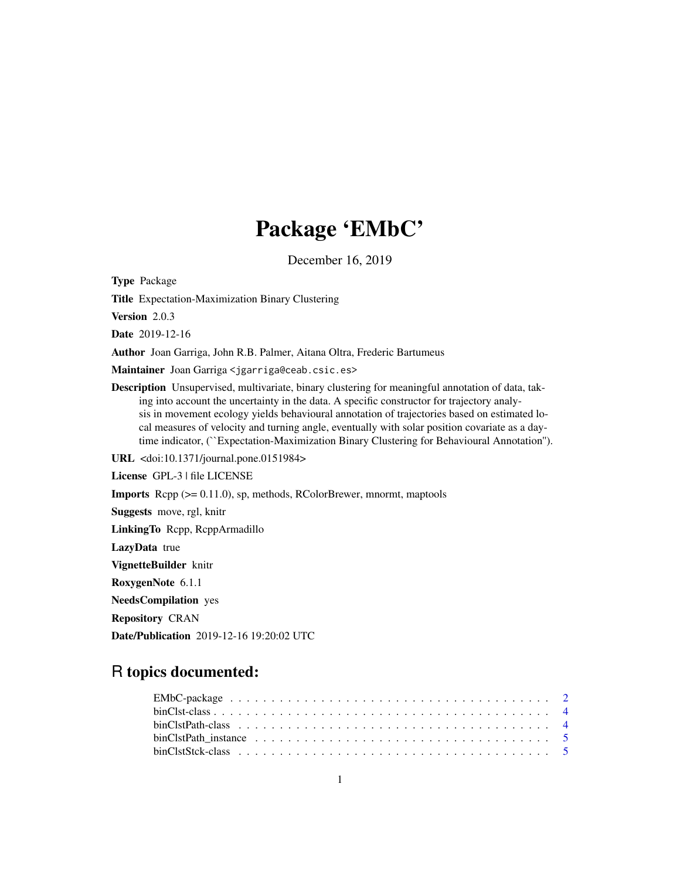# Package 'EMbC'

December 16, 2019

**Type** Package

**Title** Expectation-Maximization Binary Clustering

**Version** 2.0.3

**Date** 2019-12-16

**Author** Joan Garriga, John R.B. Palmer, Aitana Oltra, Frederic Bartumeus

**Maintainer** Joan Garriga <jgarriga@ceab.csic.es>

**Description** Unsupervised, multivariate, binary clustering for meaningful annotation of data, taking into account the uncertainty in the data. A specific constructor for trajectory analysis in movement ecology yields behavioural annotation of trajectories based on estimated local measures of velocity and turning angle, eventually with solar position covariate as a daytime indicator, (``Expectation-Maximization Binary Clustering for Behavioural Annotation'').

**URL** <doi:10.1371/journal.pone.0151984>

**License** GPL-3 | file LICENSE

**Imports** Rcpp (>= 0.11.0), sp, methods, RColorBrewer, mnormt, maptools

**Suggests** move, rgl, knitr

**LinkingTo** Rcpp, RcppArmadillo

**LazyData** true

**VignetteBuilder** knitr

**RoxygenNote** 6.1.1

**NeedsCompilation** yes

**Repository** CRAN

**Date/Publication** 2019-12-16 19:20:02 UTC

## R topics documented:

| | |
|---|---|
| EMbC-package | 2 |
| binClst-class | 4 |
| binClstPath-class | 4 |
| binClstPath_instance | 5 |
| binClstStck-class | 5 |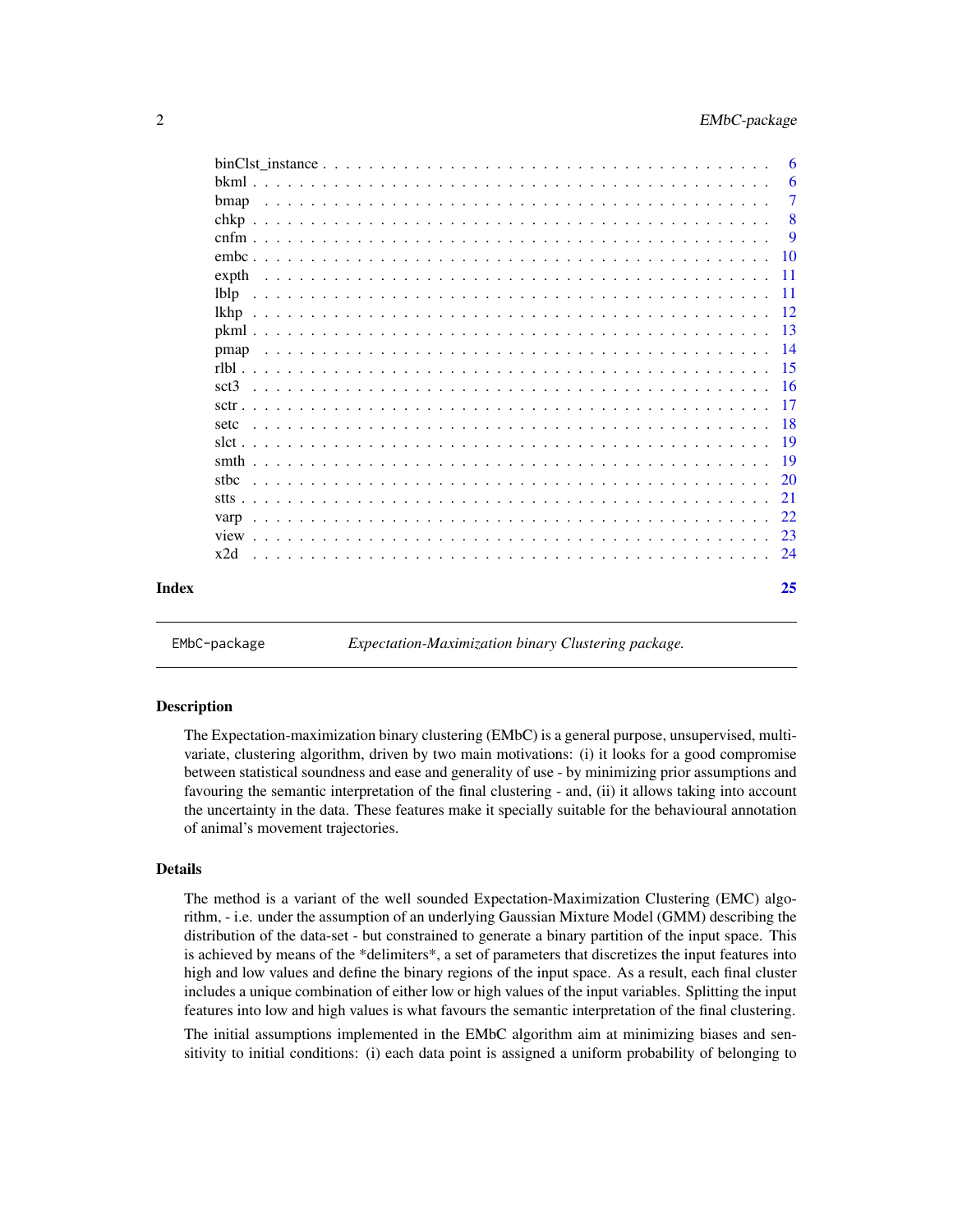binClst_instance . . . . . . . . . . . . . . . . . . . . . . . . . . . . . . . . . . . . . . 6
bkml . . . . . . . . . . . . . . . . . . . . . . . . . . . . . . . . . . . . . . . . . . . 6
bmap . . . . . . . . . . . . . . . . . . . . . . . . . . . . . . . . . . . . . . . . . . . 7
chkp . . . . . . . . . . . . . . . . . . . . . . . . . . . . . . . . . . . . . . . . . . . 8
cnfm . . . . . . . . . . . . . . . . . . . . . . . . . . . . . . . . . . . . . . . . . . . 9
embc . . . . . . . . . . . . . . . . . . . . . . . . . . . . . . . . . . . . . . . . . . . 10
expth . . . . . . . . . . . . . . . . . . . . . . . . . . . . . . . . . . . . . . . . . . . 11
lblp . . . . . . . . . . . . . . . . . . . . . . . . . . . . . . . . . . . . . . . . . . . 11
lkhp . . . . . . . . . . . . . . . . . . . . . . . . . . . . . . . . . . . . . . . . . . . 12
pkml . . . . . . . . . . . . . . . . . . . . . . . . . . . . . . . . . . . . . . . . . . . 13
pmap . . . . . . . . . . . . . . . . . . . . . . . . . . . . . . . . . . . . . . . . . . . 14
rlbl . . . . . . . . . . . . . . . . . . . . . . . . . . . . . . . . . . . . . . . . . . . 15
sct3 . . . . . . . . . . . . . . . . . . . . . . . . . . . . . . . . . . . . . . . . . . . 16
sctr . . . . . . . . . . . . . . . . . . . . . . . . . . . . . . . . . . . . . . . . . . . 17
setc . . . . . . . . . . . . . . . . . . . . . . . . . . . . . . . . . . . . . . . . . . . 18
slct . . . . . . . . . . . . . . . . . . . . . . . . . . . . . . . . . . . . . . . . . . . 19
smth . . . . . . . . . . . . . . . . . . . . . . . . . . . . . . . . . . . . . . . . . . . 19
stbc . . . . . . . . . . . . . . . . . . . . . . . . . . . . . . . . . . . . . . . . . . . 20
stts . . . . . . . . . . . . . . . . . . . . . . . . . . . . . . . . . . . . . . . . . . . 21
varp . . . . . . . . . . . . . . . . . . . . . . . . . . . . . . . . . . . . . . . . . . . 22
view . . . . . . . . . . . . . . . . . . . . . . . . . . . . . . . . . . . . . . . . . . . 23
x2d . . . . . . . . . . . . . . . . . . . . . . . . . . . . . . . . . . . . . . . . . . . 24

**Index** **25**

---

`EMbC-package` *Expectation-Maximization binary Clustering package.*

---

### Description

The Expectation-maximization binary clustering (EMbC) is a general purpose, unsupervised, multivariate, clustering algorithm, driven by two main motivations: (i) it looks for a good compromise between statistical soundness and ease and generality of use - by minimizing prior assumptions and favouring the semantic interpretation of the final clustering - and, (ii) it allows taking into account the uncertainty in the data. These features make it specially suitable for the behavioural annotation of animal's movement trajectories.

### Details

The method is a variant of the well sounded Expectation-Maximization Clustering (EMC) algorithm, - i.e. under the assumption of an underlying Gaussian Mixture Model (GMM) describing the distribution of the data-set - but constrained to generate a binary partition of the input space. This is achieved by means of the *delimiters*, a set of parameters that discretizes the input features into high and low values and define the binary regions of the input space. As a result, each final cluster includes a unique combination of either low or high values of the input variables. Splitting the input features into low and high values is what favours the semantic interpretation of the final clustering.

The initial assumptions implemented in the EMbC algorithm aim at minimizing biases and sensitivity to initial conditions: (i) each data point is assigned a uniform probability of belonging to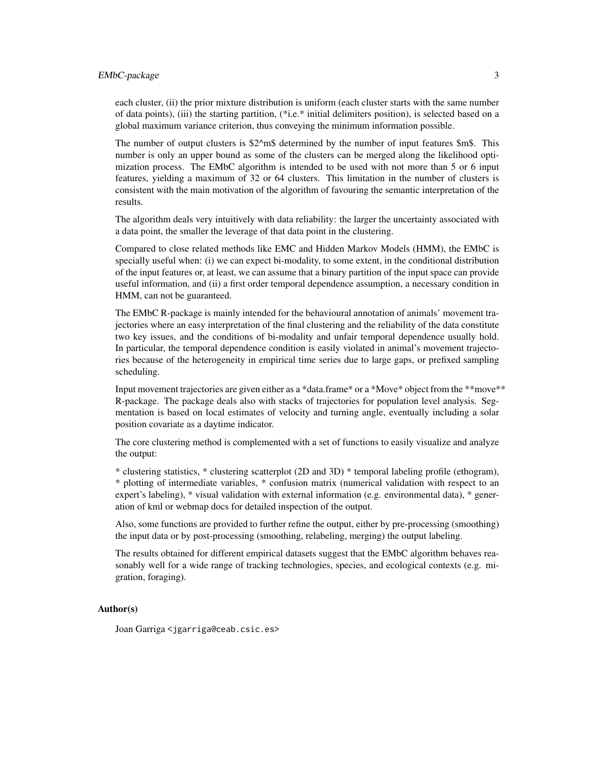each cluster, (ii) the prior mixture distribution is uniform (each cluster starts with the same number of data points), (iii) the starting partition, (*i.e.* initial delimiters position), is selected based on a global maximum variance criterion, thus conveying the minimum information possible.

The number of output clusters is $2^m$ determined by the number of input features $m$. This number is only an upper bound as some of the clusters can be merged along the likelihood optimization process. The EMbC algorithm is intended to be used with not more than 5 or 6 input features, yielding a maximum of 32 or 64 clusters. This limitation in the number of clusters is consistent with the main motivation of the algorithm of favouring the semantic interpretation of the results.

The algorithm deals very intuitively with data reliability: the larger the uncertainty associated with a data point, the smaller the leverage of that data point in the clustering.

Compared to close related methods like EMC and Hidden Markov Models (HMM), the EMbC is specially useful when: (i) we can expect bi-modality, to some extent, in the conditional distribution of the input features or, at least, we can assume that a binary partition of the input space can provide useful information, and (ii) a first order temporal dependence assumption, a necessary condition in HMM, can not be guaranteed.

The EMbC R-package is mainly intended for the behavioural annotation of animals' movement trajectories where an easy interpretation of the final clustering and the reliability of the data constitute two key issues, and the conditions of bi-modality and unfair temporal dependence usually hold. In particular, the temporal dependence condition is easily violated in animal's movement trajectories because of the heterogeneity in empirical time series due to large gaps, or prefixed sampling scheduling.

Input movement trajectories are given either as a *data.frame* or a *Move* object from the **move** R-package. The package deals also with stacks of trajectories for population level analysis. Segmentation is based on local estimates of velocity and turning angle, eventually including a solar position covariate as a daytime indicator.

The core clustering method is complemented with a set of functions to easily visualize and analyze the output:

* clustering statistics, * clustering scatterplot (2D and 3D) * temporal labeling profile (ethogram), * plotting of intermediate variables, * confusion matrix (numerical validation with respect to an expert's labeling), * visual validation with external information (e.g. environmental data), * generation of kml or webmap docs for detailed inspection of the output.

Also, some functions are provided to further refine the output, either by pre-processing (smoothing) the input data or by post-processing (smoothing, relabeling, merging) the output labeling.

The results obtained for different empirical datasets suggest that the EMbC algorithm behaves reasonably well for a wide range of tracking technologies, species, and ecological contexts (e.g. migration, foraging).

## Author(s)

Joan Garriga <jgarriga@ceab.csic.es>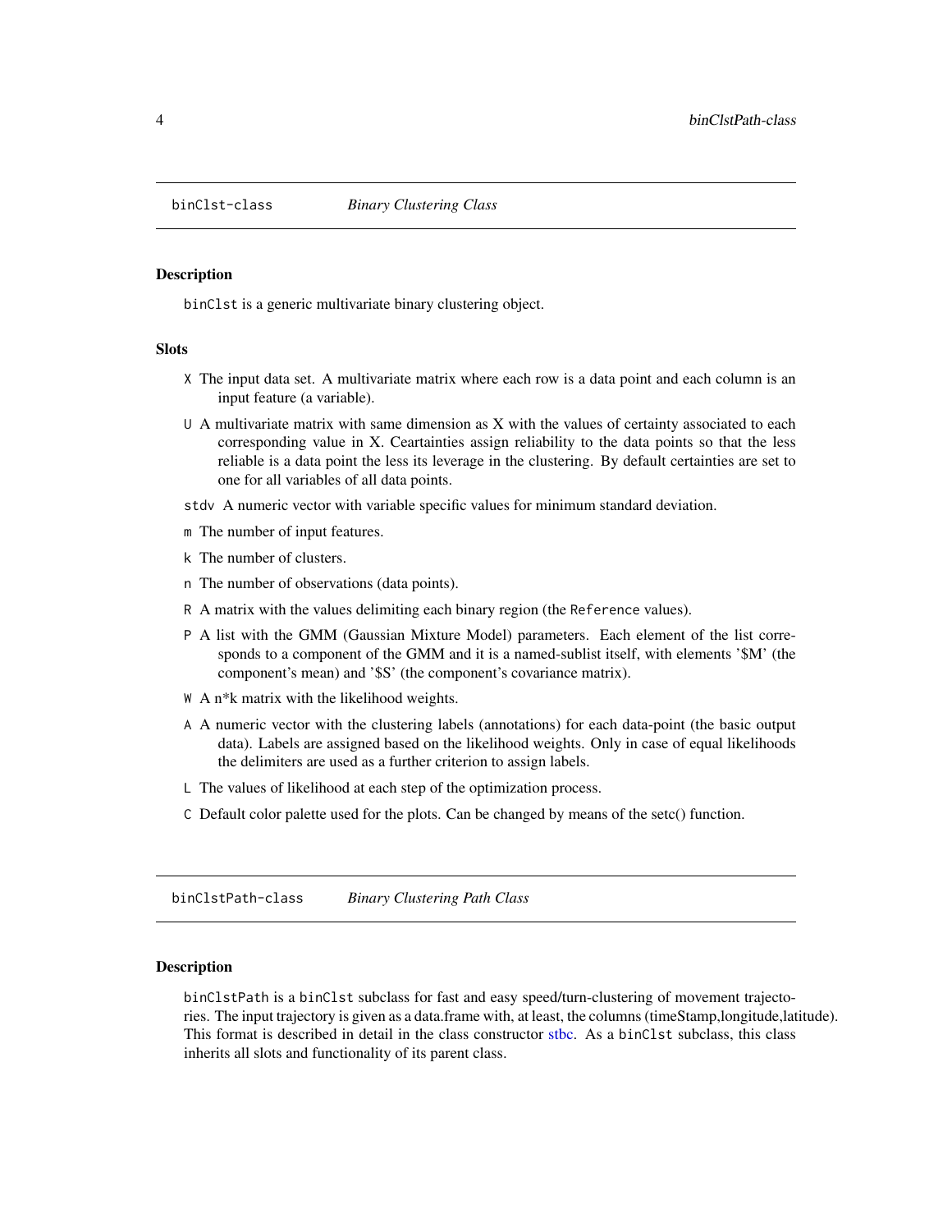## binClst-class — *Binary Clustering Class*

### Description

binClst is a generic multivariate binary clustering object.

### Slots

- X The input data set. A multivariate matrix where each row is a data point and each column is an input feature (a variable).
- U A multivariate matrix with same dimension as X with the values of certainty associated to each corresponding value in X. Ceartainties assign reliability to the data points so that the less reliable is a data point the less its leverage in the clustering. By default certainties are set to one for all variables of all data points.
- stdv A numeric vector with variable specific values for minimum standard deviation.
- m The number of input features.
- k The number of clusters.
- n The number of observations (data points).
- R A matrix with the values delimiting each binary region (the Reference values).
- P A list with the GMM (Gaussian Mixture Model) parameters. Each element of the list corresponds to a component of the GMM and it is a named-sublist itself, with elements '$M' (the component's mean) and '$S' (the component's covariance matrix).
- W A n*k matrix with the likelihood weights.
- A A numeric vector with the clustering labels (annotations) for each data-point (the basic output data). Labels are assigned based on the likelihood weights. Only in case of equal likelihoods the delimiters are used as a further criterion to assign labels.
- L The values of likelihood at each step of the optimization process.
- C Default color palette used for the plots. Can be changed by means of the setc() function.

## binClstPath-class — *Binary Clustering Path Class*

### Description

binClstPath is a binClst subclass for fast and easy speed/turn-clustering of movement trajectories. The input trajectory is given as a data.frame with, at least, the columns (timeStamp,longitude,latitude). This format is described in detail in the class constructor stbc. As a binClst subclass, this class inherits all slots and functionality of its parent class.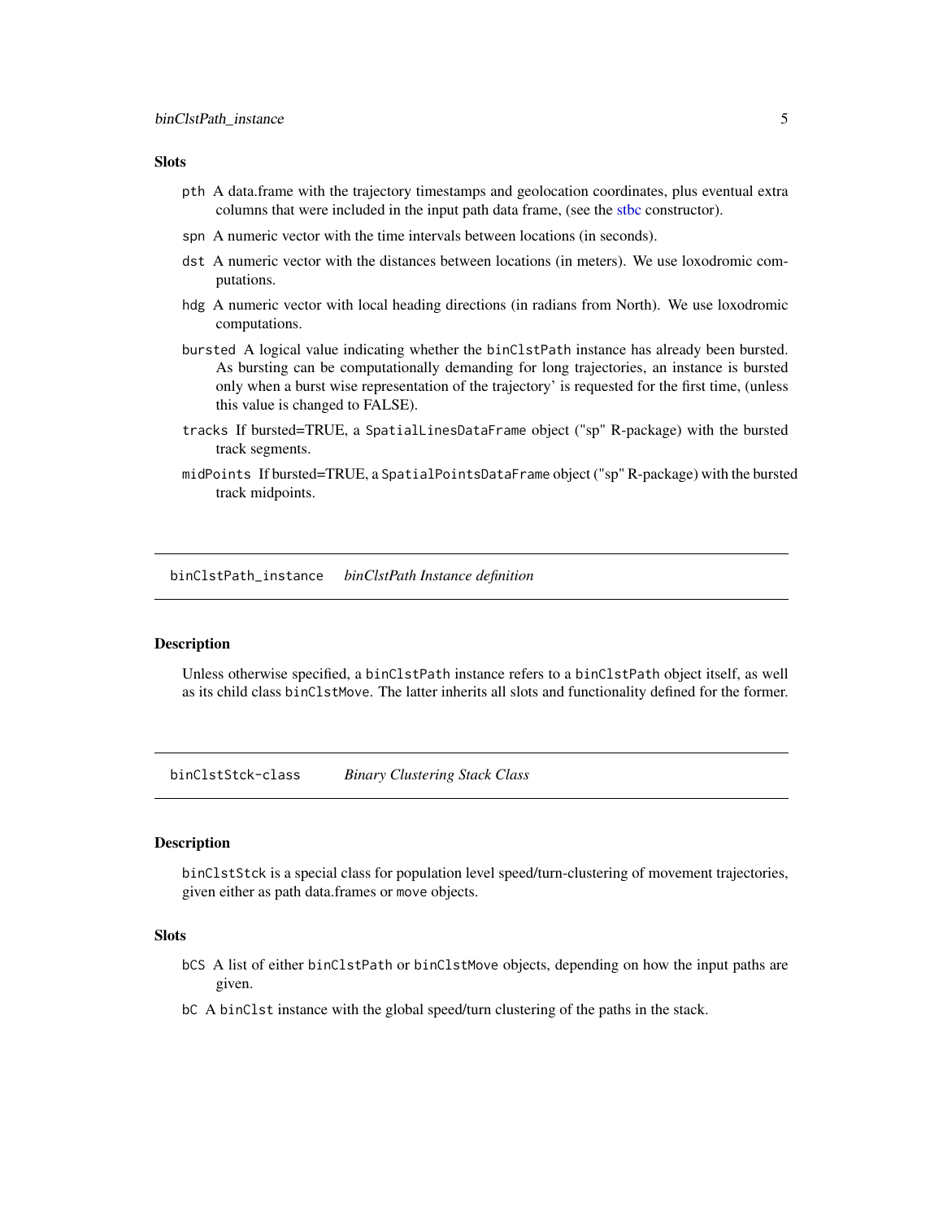### Slots

- `pth` A data.frame with the trajectory timestamps and geolocation coordinates, plus eventual extra columns that were included in the input path data frame, (see the stbc constructor).
- `spn` A numeric vector with the time intervals between locations (in seconds).
- `dst` A numeric vector with the distances between locations (in meters). We use loxodromic computations.
- `hdg` A numeric vector with local heading directions (in radians from North). We use loxodromic computations.
- `bursted` A logical value indicating whether the `binClstPath` instance has already been bursted. As bursting can be computationally demanding for long trajectories, an instance is bursted only when a burst wise representation of the trajectory' is requested for the first time, (unless this value is changed to FALSE).
- `tracks` If bursted=TRUE, a `SpatialLinesDataFrame` object ("sp" R-package) with the bursted track segments.
- `midPoints` If bursted=TRUE, a `SpatialPointsDataFrame` object ("sp" R-package) with the bursted track midpoints.

---

## binClstPath_instance *binClstPath Instance definition*

### Description

Unless otherwise specified, a `binClstPath` instance refers to a `binClstPath` object itself, as well as its child class `binClstMove`. The latter inherits all slots and functionality defined for the former.

---

## binClstStck-class *Binary Clustering Stack Class*

### Description

`binClstStck` is a special class for population level speed/turn-clustering of movement trajectories, given either as path data.frames or `move` objects.

### Slots

- `bCS` A list of either `binClstPath` or `binClstMove` objects, depending on how the input paths are given.
- `bC` A `binClst` instance with the global speed/turn clustering of the paths in the stack.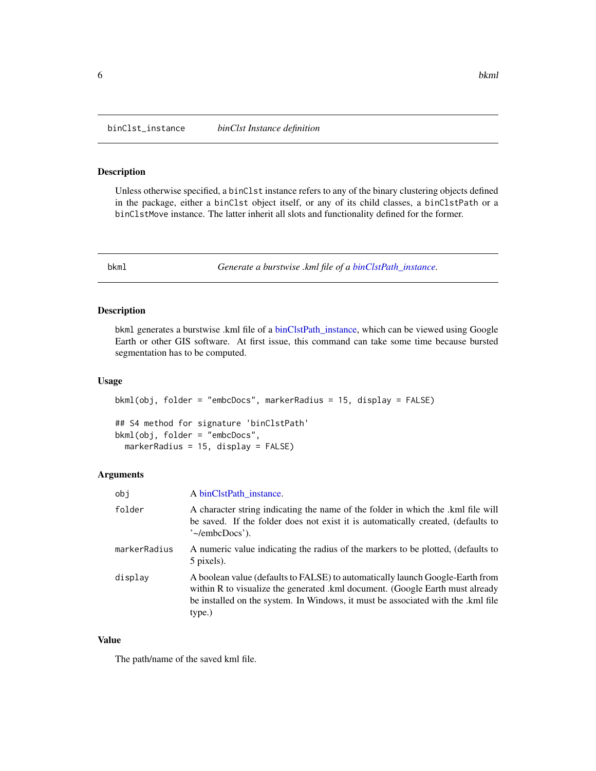## binClst_instance — *binClst Instance definition*

### Description

Unless otherwise specified, a `binClst` instance refers to any of the binary clustering objects defined in the package, either a `binClst` object itself, or any of its child classes, a `binClstPath` or a `binClstMove` instance. The latter inherit all slots and functionality defined for the former.

## bkml — *Generate a burstwise .kml file of a binClstPath_instance.*

### Description

`bkml` generates a burstwise .kml file of a binClstPath_instance, which can be viewed using Google Earth or other GIS software. At first issue, this command can take some time because bursted segmentation has to be computed.

### Usage

```
bkml(obj, folder = "embcDocs", markerRadius = 15, display = FALSE)

## S4 method for signature 'binClstPath'
bkml(obj, folder = "embcDocs",
  markerRadius = 15, display = FALSE)
```

### Arguments

| | |
|---|---|
| `obj` | A binClstPath_instance. |
| `folder` | A character string indicating the name of the folder in which the .kml file will be saved. If the folder does not exist it is automatically created, (defaults to '~/embcDocs'). |
| `markerRadius` | A numeric value indicating the radius of the markers to be plotted, (defaults to 5 pixels). |
| `display` | A boolean value (defaults to FALSE) to automatically launch Google-Earth from within R to visualize the generated .kml document. (Google Earth must already be installed on the system. In Windows, it must be associated with the .kml file type.) |

### Value

The path/name of the saved kml file.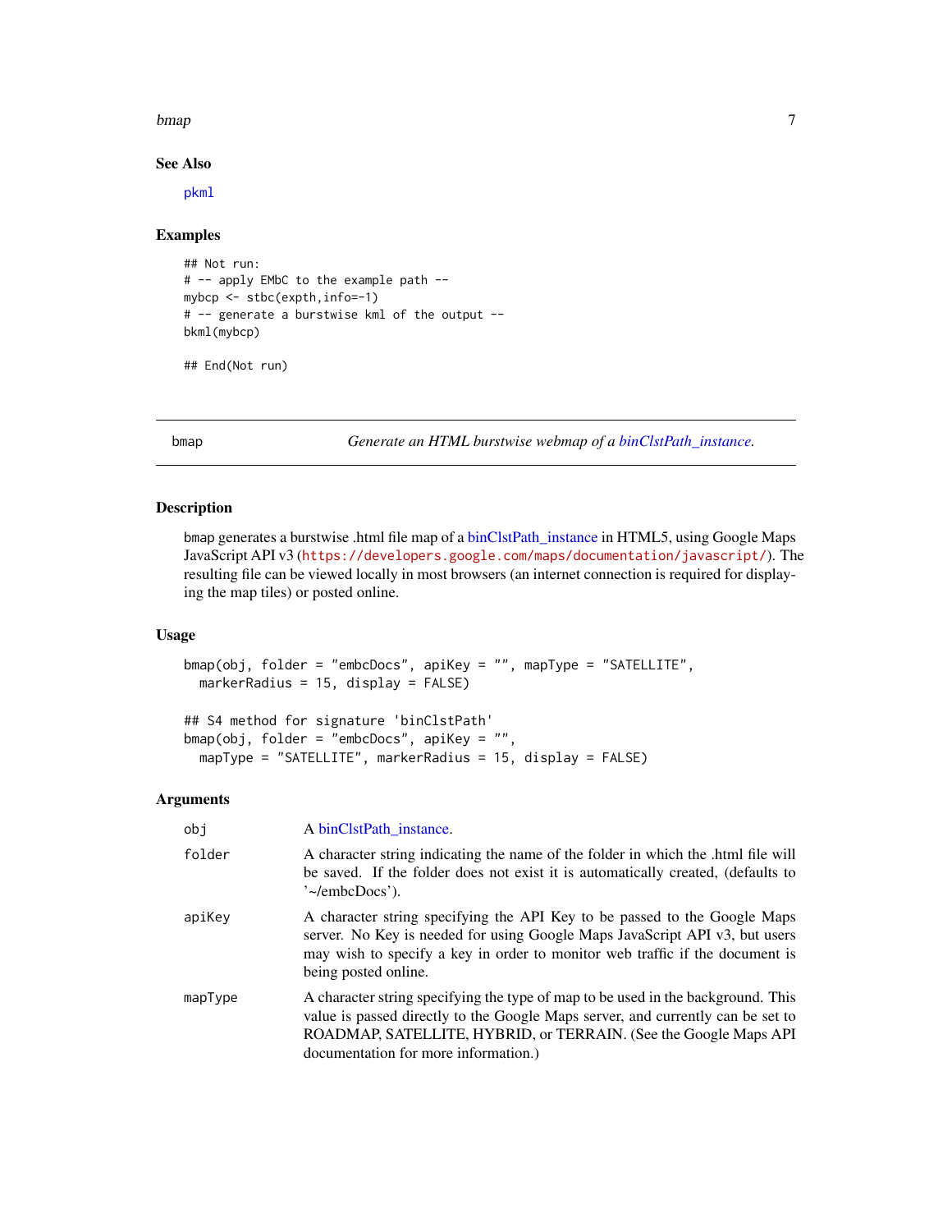### See Also

pkml

### Examples

```
## Not run:
# -- apply EMbC to the example path --
mybcp <- stbc(expth,info=-1)
# -- generate a burstwise kml of the output --
bkml(mybcp)

## End(Not run)
```

---

## bmap — *Generate an HTML burstwise webmap of a binClstPath_instance.*

---

### Description

bmap generates a burstwise .html file map of a binClstPath_instance in HTML5, using Google Maps JavaScript API v3 (https://developers.google.com/maps/documentation/javascript/). The resulting file can be viewed locally in most browsers (an internet connection is required for displaying the map tiles) or posted online.

### Usage

```
bmap(obj, folder = "embcDocs", apiKey = "", mapType = "SATELLITE",
  markerRadius = 15, display = FALSE)

## S4 method for signature 'binClstPath'
bmap(obj, folder = "embcDocs", apiKey = "",
  mapType = "SATELLITE", markerRadius = 15, display = FALSE)
```

### Arguments

| | |
|---|---|
| obj | A binClstPath_instance. |
| folder | A character string indicating the name of the folder in which the .html file will be saved. If the folder does not exist it is automatically created, (defaults to '~/embcDocs'). |
| apiKey | A character string specifying the API Key to be passed to the Google Maps server. No Key is needed for using Google Maps JavaScript API v3, but users may wish to specify a key in order to monitor web traffic if the document is being posted online. |
| mapType | A character string specifying the type of map to be used in the background. This value is passed directly to the Google Maps server, and currently can be set to ROADMAP, SATELLITE, HYBRID, or TERRAIN. (See the Google Maps API documentation for more information.) |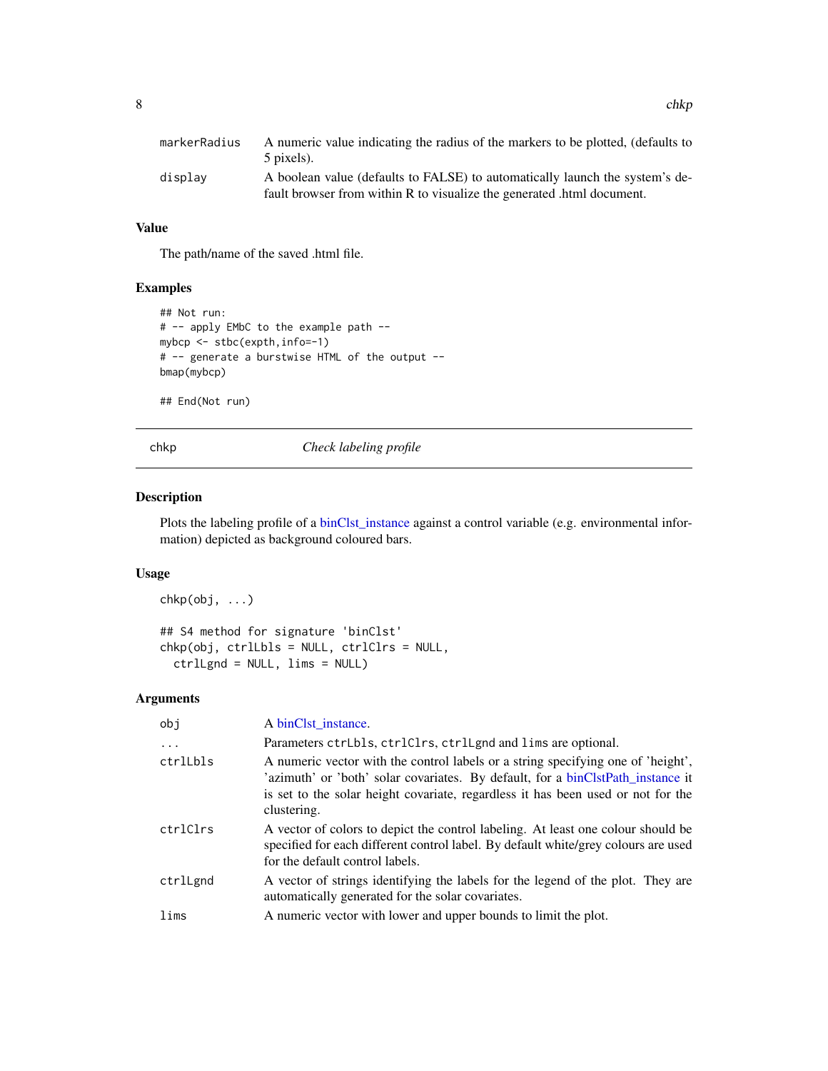| | |
|---|---|
| markerRadius | A numeric value indicating the radius of the markers to be plotted, (defaults to 5 pixels). |
| display | A boolean value (defaults to FALSE) to automatically launch the system's default browser from within R to visualize the generated .html document. |

### Value

The path/name of the saved .html file.

### Examples

```
## Not run:
# -- apply EMbC to the example path --
mybcp <- stbc(expth,info=-1)
# -- generate a burstwise HTML of the output --
bmap(mybcp)

## End(Not run)
```

---

## chkp — *Check labeling profile*

---

### Description

Plots the labeling profile of a binClst_instance against a control variable (e.g. environmental information) depicted as background coloured bars.

### Usage

```
chkp(obj, ...)

## S4 method for signature 'binClst'
chkp(obj, ctrlLbls = NULL, ctrlClrs = NULL,
  ctrlLgnd = NULL, lims = NULL)
```

### Arguments

| | |
|---|---|
| obj | A binClst_instance. |
| ... | Parameters ctrLbls, ctrlClrs, ctrlLgnd and lims are optional. |
| ctrlLbls | A numeric vector with the control labels or a string specifying one of 'height', 'azimuth' or 'both' solar covariates. By default, for a binClstPath_instance it is set to the solar height covariate, regardless it has been used or not for the clustering. |
| ctrlClrs | A vector of colors to depict the control labeling. At least one colour should be specified for each different control label. By default white/grey colours are used for the default control labels. |
| ctrlLgnd | A vector of strings identifying the labels for the legend of the plot. They are automatically generated for the solar covariates. |
| lims | A numeric vector with lower and upper bounds to limit the plot. |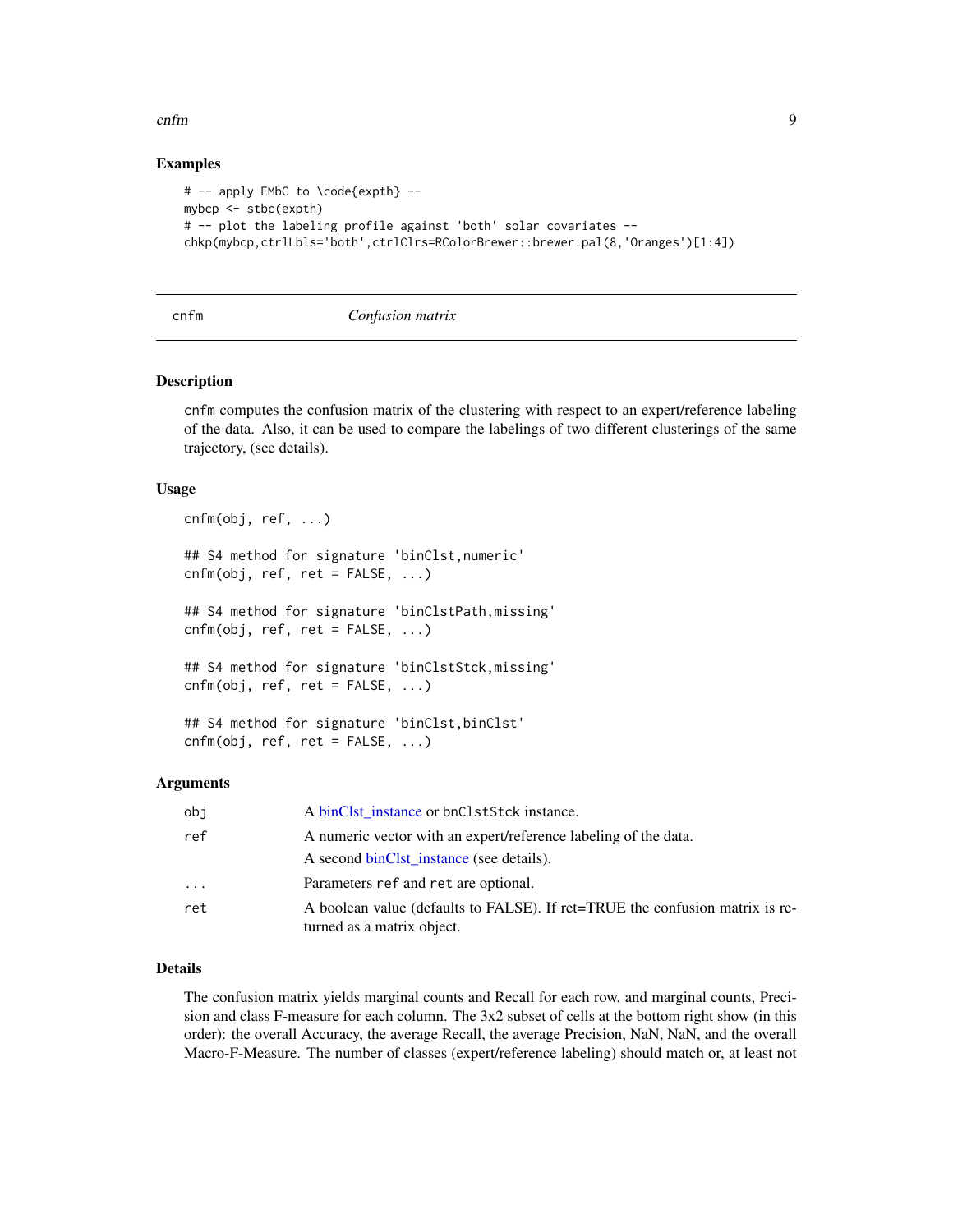## Examples

```
# -- apply EMbC to \code{expth} --
mybcp <- stbc(expth)
# -- plot the labeling profile against 'both' solar covariates --
chkp(mybcp,ctrlLbls='both',ctrlClrs=RColorBrewer::brewer.pal(8,'Oranges')[1:4])
```

---

## cnfm *Confusion matrix*

---

### Description

cnfm computes the confusion matrix of the clustering with respect to an expert/reference labeling of the data. Also, it can be used to compare the labelings of two different clusterings of the same trajectory, (see details).

### Usage

```
cnfm(obj, ref, ...)

## S4 method for signature 'binClst,numeric'
cnfm(obj, ref, ret = FALSE, ...)

## S4 method for signature 'binClstPath,missing'
cnfm(obj, ref, ret = FALSE, ...)

## S4 method for signature 'binClstStck,missing'
cnfm(obj, ref, ret = FALSE, ...)

## S4 method for signature 'binClst,binClst'
cnfm(obj, ref, ret = FALSE, ...)
```

### Arguments

| | |
|---|---|
| obj | A binClst_instance or bnClstStck instance. |
| ref | A numeric vector with an expert/reference labeling of the data. A second binClst_instance (see details). |
| ... | Parameters ref and ret are optional. |
| ret | A boolean value (defaults to FALSE). If ret=TRUE the confusion matrix is returned as a matrix object. |

### Details

The confusion matrix yields marginal counts and Recall for each row, and marginal counts, Precision and class F-measure for each column. The 3x2 subset of cells at the bottom right show (in this order): the overall Accuracy, the average Recall, the average Precision, NaN, NaN, and the overall Macro-F-Measure. The number of classes (expert/reference labeling) should match or, at least not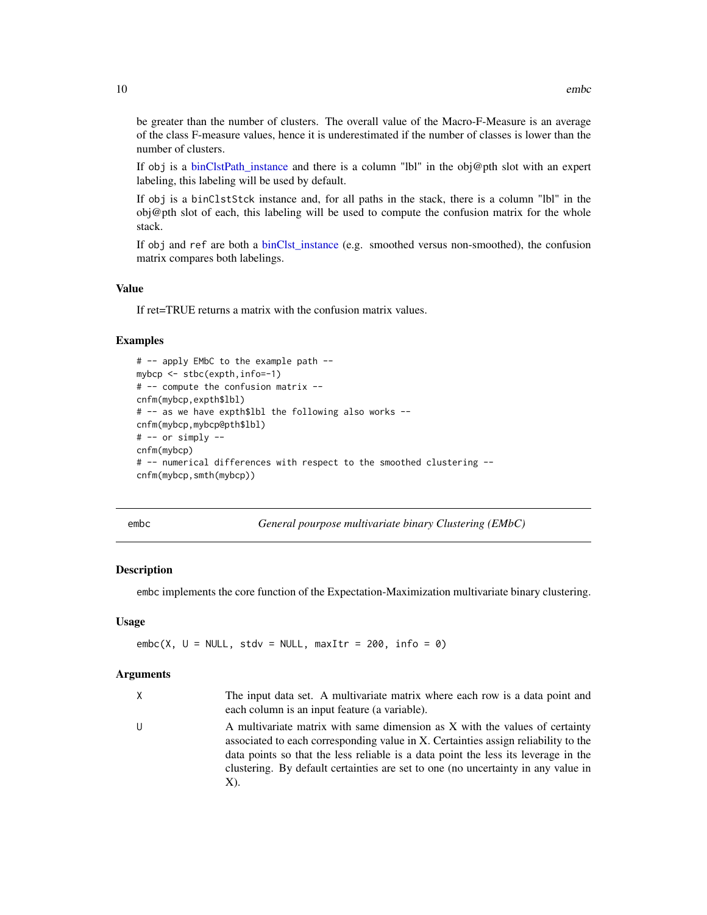be greater than the number of clusters. The overall value of the Macro-F-Measure is an average of the class F-measure values, hence it is underestimated if the number of classes is lower than the number of clusters.

If `obj` is a binClstPath_instance and there is a column "lbl" in the obj@pth slot with an expert labeling, this labeling will be used by default.

If `obj` is a `binClstStck` instance and, for all paths in the stack, there is a column "lbl" in the obj@pth slot of each, this labeling will be used to compute the confusion matrix for the whole stack.

If `obj` and `ref` are both a binClst_instance (e.g. smoothed versus non-smoothed), the confusion matrix compares both labelings.

### Value

If ret=TRUE returns a matrix with the confusion matrix values.

### Examples

```
# -- apply EMbC to the example path --
mybcp <- stbc(expth,info=-1)
# -- compute the confusion matrix --
cnfm(mybcp,expth$lbl)
# -- as we have expth$lbl the following also works --
cnfm(mybcp,mybcp@pth$lbl)
# -- or simply --
cnfm(mybcp)
# -- numerical differences with respect to the smoothed clustering --
cnfm(mybcp,smth(mybcp))
```

---

## embc — *General pourpose multivariate binary Clustering (EMbC)*

### Description

`embc` implements the core function of the Expectation-Maximization multivariate binary clustering.

### Usage

```
embc(X, U = NULL, stdv = NULL, maxItr = 200, info = 0)
```

### Arguments

| | |
|---|---|
| `X` | The input data set. A multivariate matrix where each row is a data point and each column is an input feature (a variable). |
| `U` | A multivariate matrix with same dimension as X with the values of certainty associated to each corresponding value in X. Certainties assign reliability to the data points so that the less reliable is a data point the less its leverage in the clustering. By default certainties are set to one (no uncertainty in any value in X). |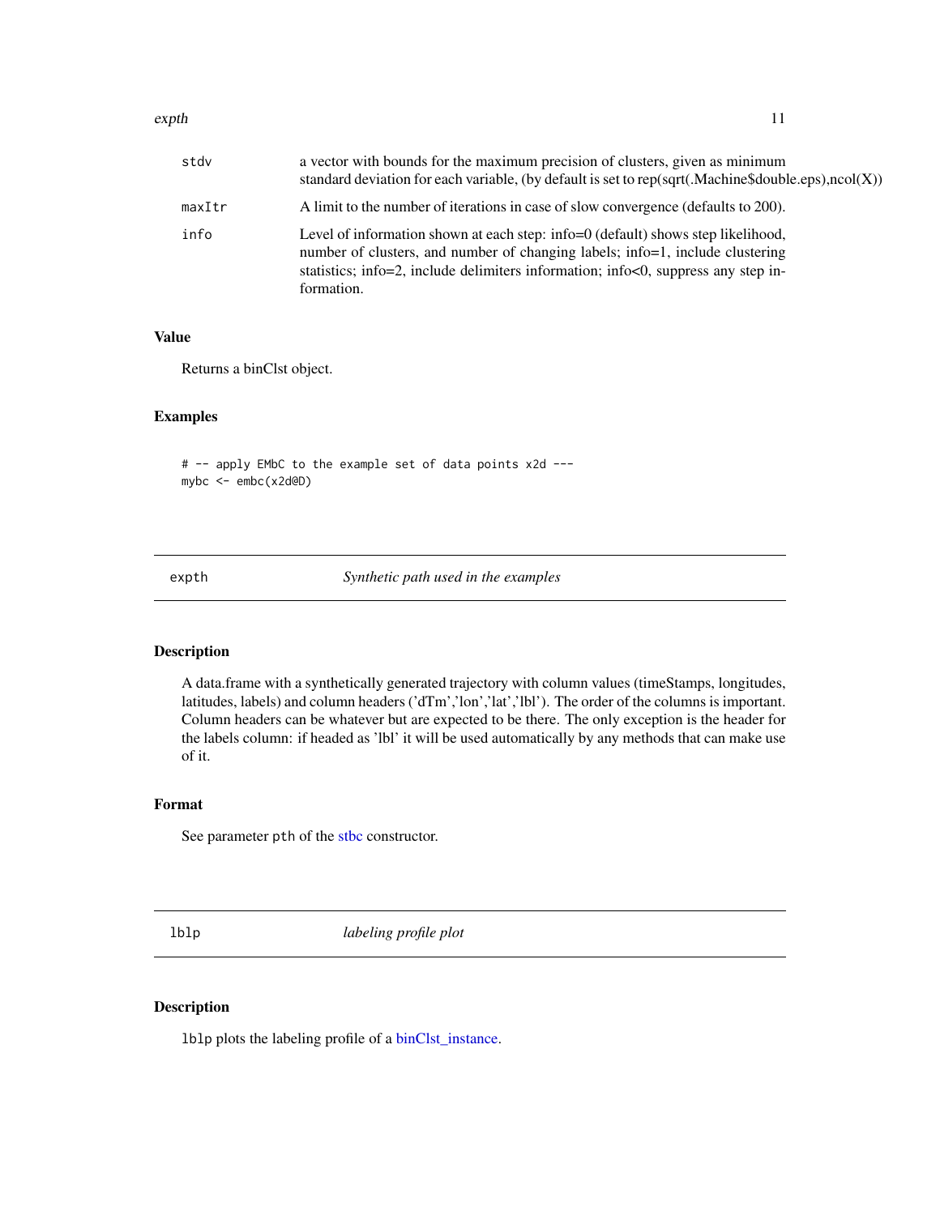| | |
|---|---|
| stdv | a vector with bounds for the maximum precision of clusters, given as minimum standard deviation for each variable, (by default is set to rep(sqrt(.Machine$double.eps),ncol(X)) |
| maxItr | A limit to the number of iterations in case of slow convergence (defaults to 200). |
| info | Level of information shown at each step: info=0 (default) shows step likelihood, number of clusters, and number of changing labels; info=1, include clustering statistics; info=2, include delimiters information; info<0, suppress any step information. |

### Value

Returns a binClst object.

### Examples

```
# -- apply EMbC to the example set of data points x2d ---
mybc <- embc(x2d@D)
```

---

## expth — *Synthetic path used in the examples*

### Description

A data.frame with a synthetically generated trajectory with column values (timeStamps, longitudes, latitudes, labels) and column headers ('dTm','lon','lat','lbl'). The order of the columns is important. Column headers can be whatever but are expected to be there. The only exception is the header for the labels column: if headed as 'lbl' it will be used automatically by any methods that can make use of it.

### Format

See parameter `pth` of the stbc constructor.

---

## lblp — *labeling profile plot*

### Description

`lblp` plots the labeling profile of a binClst_instance.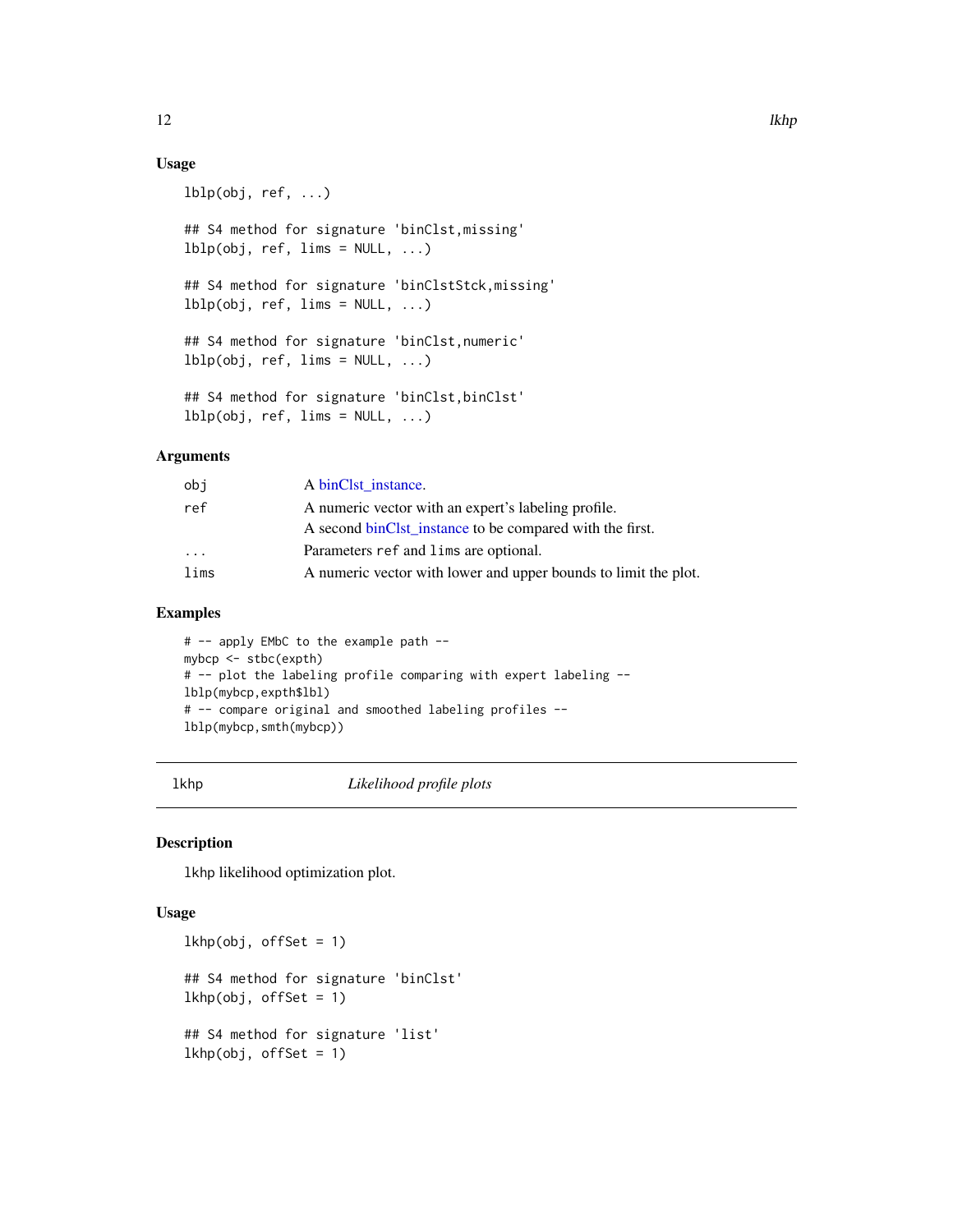### Usage

```
lblp(obj, ref, ...)

## S4 method for signature 'binClst,missing'
lblp(obj, ref, lims = NULL, ...)

## S4 method for signature 'binClstStck,missing'
lblp(obj, ref, lims = NULL, ...)

## S4 method for signature 'binClst,numeric'
lblp(obj, ref, lims = NULL, ...)

## S4 method for signature 'binClst,binClst'
lblp(obj, ref, lims = NULL, ...)
```

### Arguments

| | |
|---|---|
| `obj` | A binClst_instance. |
| `ref` | A numeric vector with an expert's labeling profile. A second binClst_instance to be compared with the first. |
| `...` | Parameters `ref` and `lims` are optional. |
| `lims` | A numeric vector with lower and upper bounds to limit the plot. |

### Examples

```
# -- apply EMbC to the example path --
mybcp <- stbc(expth)
# -- plot the labeling profile comparing with expert labeling --
lblp(mybcp,expth$lbl)
# -- compare original and smoothed labeling profiles --
lblp(mybcp,smth(mybcp))
```

## lkhp — *Likelihood profile plots*

### Description

`lkhp` likelihood optimization plot.

### Usage

```
lkhp(obj, offSet = 1)

## S4 method for signature 'binClst'
lkhp(obj, offSet = 1)

## S4 method for signature 'list'
lkhp(obj, offSet = 1)
```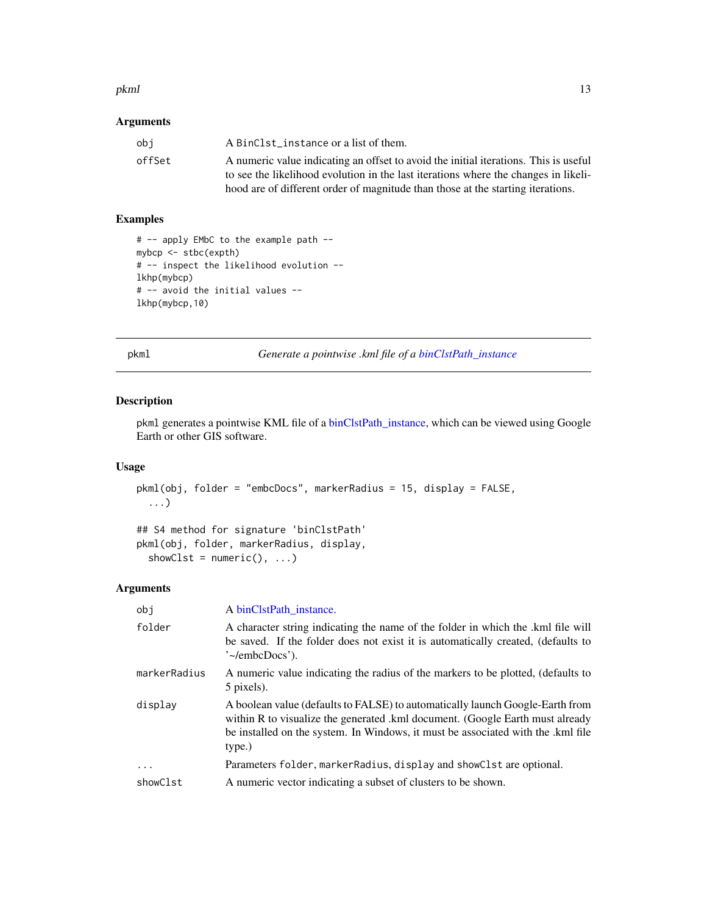### Arguments

| | |
|---|---|
| obj | A BinClst_instance or a list of them. |
| offSet | A numeric value indicating an offset to avoid the initial iterations. This is useful to see the likelihood evolution in the last iterations where the changes in likelihood are of different order of magnitude than those at the starting iterations. |

### Examples

```
# -- apply EMbC to the example path --
mybcp <- stbc(expth)
# -- inspect the likelihood evolution --
lkhp(mybcp)
# -- avoid the initial values --
lkhp(mybcp,10)
```

---

## pkml — *Generate a pointwise .kml file of a binClstPath_instance*

### Description

pkml generates a pointwise KML file of a binClstPath_instance, which can be viewed using Google Earth or other GIS software.

### Usage

```
pkml(obj, folder = "embcDocs", markerRadius = 15, display = FALSE,
  ...)

## S4 method for signature 'binClstPath'
pkml(obj, folder, markerRadius, display,
  showClst = numeric(), ...)
```

### Arguments

| | |
|---|---|
| obj | A binClstPath_instance. |
| folder | A character string indicating the name of the folder in which the .kml file will be saved. If the folder does not exist it is automatically created, (defaults to '~/embcDocs'). |
| markerRadius | A numeric value indicating the radius of the markers to be plotted, (defaults to 5 pixels). |
| display | A boolean value (defaults to FALSE) to automatically launch Google-Earth from within R to visualize the generated .kml document. (Google Earth must already be installed on the system. In Windows, it must be associated with the .kml file type.) |
| ... | Parameters folder, markerRadius, display and showClst are optional. |
| showClst | A numeric vector indicating a subset of clusters to be shown. |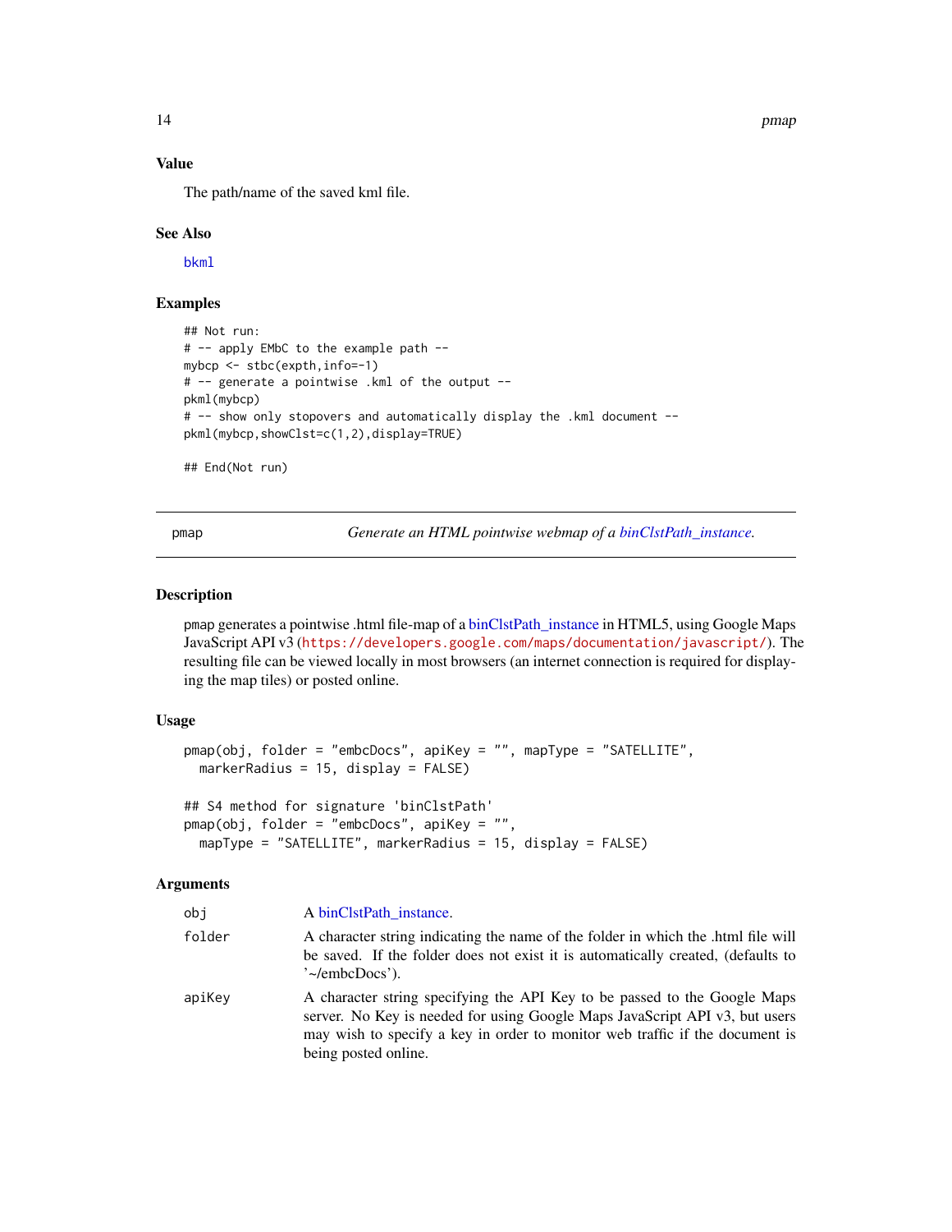### Value

The path/name of the saved kml file.

### See Also

bkml

### Examples

```
## Not run:
# -- apply EMbC to the example path --
mybcp <- stbc(expth,info=-1)
# -- generate a pointwise .kml of the output --
pkml(mybcp)
# -- show only stopovers and automatically display the .kml document --
pkml(mybcp,showClst=c(1,2),display=TRUE)

## End(Not run)
```

---

## pmap — *Generate an HTML pointwise webmap of a binClstPath_instance.*

### Description

pmap generates a pointwise .html file-map of a binClstPath_instance in HTML5, using Google Maps JavaScript API v3 (https://developers.google.com/maps/documentation/javascript/). The resulting file can be viewed locally in most browsers (an internet connection is required for displaying the map tiles) or posted online.

### Usage

```
pmap(obj, folder = "embcDocs", apiKey = "", mapType = "SATELLITE",
  markerRadius = 15, display = FALSE)

## S4 method for signature 'binClstPath'
pmap(obj, folder = "embcDocs", apiKey = "",
  mapType = "SATELLITE", markerRadius = 15, display = FALSE)
```

### Arguments

| | |
|---|---|
| obj | A binClstPath_instance. |
| folder | A character string indicating the name of the folder in which the .html file will be saved. If the folder does not exist it is automatically created, (defaults to '~/embcDocs'). |
| apiKey | A character string specifying the API Key to be passed to the Google Maps server. No Key is needed for using Google Maps JavaScript API v3, but users may wish to specify a key in order to monitor web traffic if the document is being posted online. |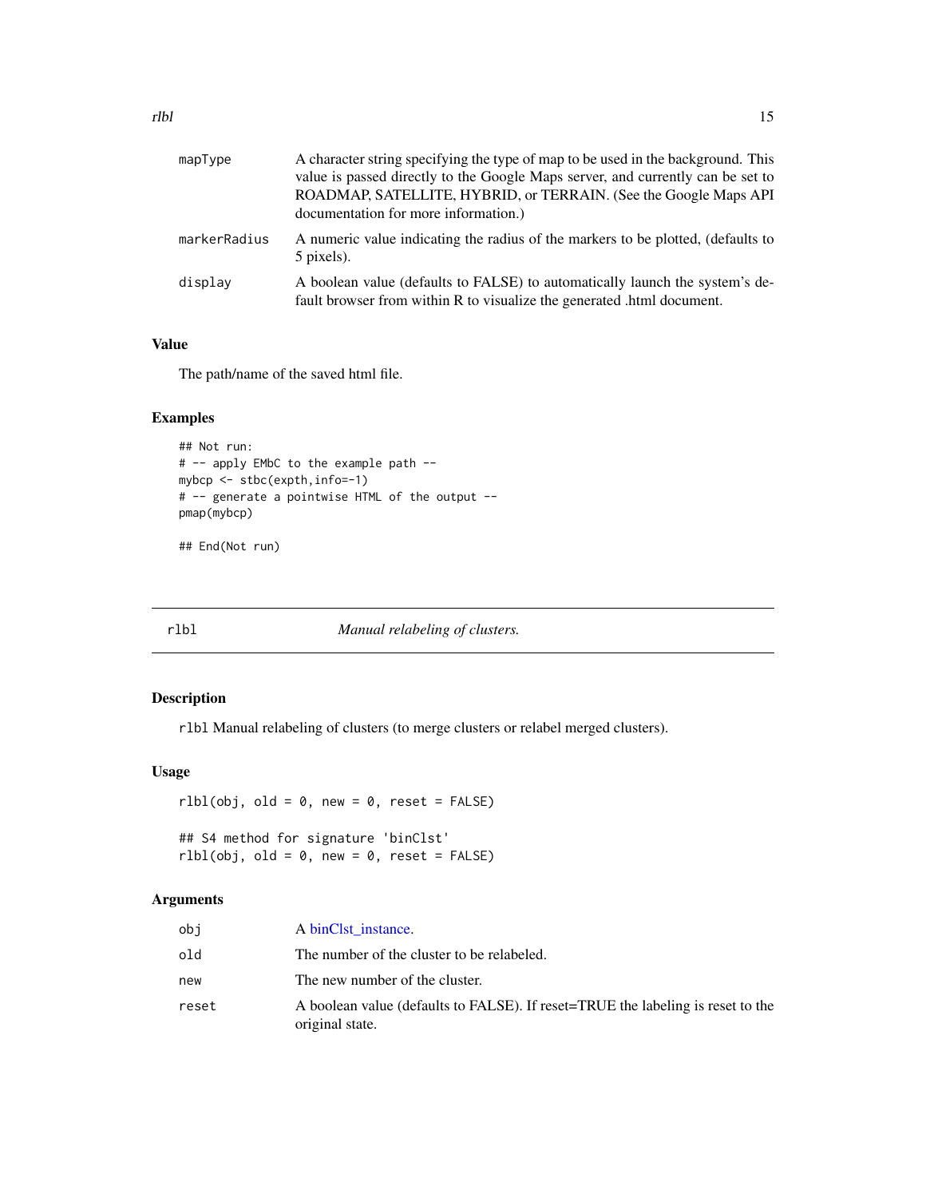| | |
|---|---|
| mapType | A character string specifying the type of map to be used in the background. This value is passed directly to the Google Maps server, and currently can be set to ROADMAP, SATELLITE, HYBRID, or TERRAIN. (See the Google Maps API documentation for more information.) |
| markerRadius | A numeric value indicating the radius of the markers to be plotted, (defaults to 5 pixels). |
| display | A boolean value (defaults to FALSE) to automatically launch the system's default browser from within R to visualize the generated .html document. |

### Value

The path/name of the saved html file.

### Examples

```
## Not run:
# -- apply EMbC to the example path --
mybcp <- stbc(expth,info=-1)
# -- generate a pointwise HTML of the output --
pmap(mybcp)

## End(Not run)
```

---

## rlbl — *Manual relabeling of clusters.*

### Description

`rlbl` Manual relabeling of clusters (to merge clusters or relabel merged clusters).

### Usage

```
rlbl(obj, old = 0, new = 0, reset = FALSE)

## S4 method for signature 'binClst'
rlbl(obj, old = 0, new = 0, reset = FALSE)
```

### Arguments

| | |
|---|---|
| obj | A binClst_instance. |
| old | The number of the cluster to be relabeled. |
| new | The new number of the cluster. |
| reset | A boolean value (defaults to FALSE). If reset=TRUE the labeling is reset to the original state. |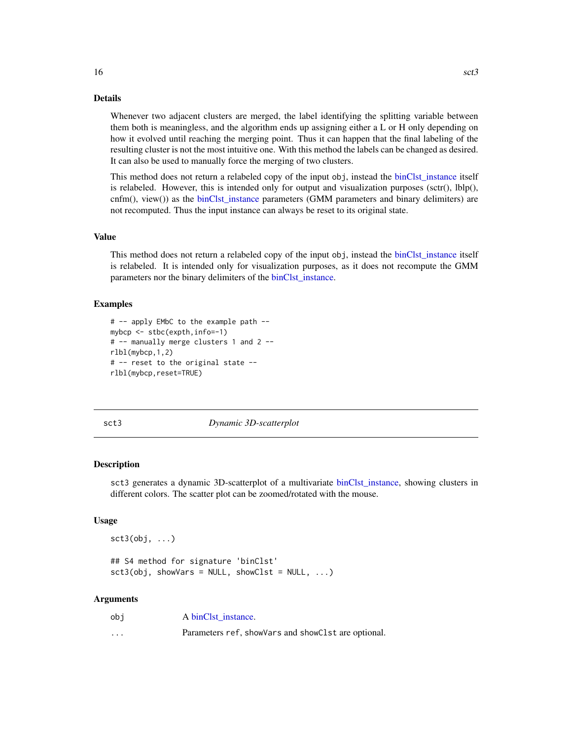### Details

Whenever two adjacent clusters are merged, the label identifying the splitting variable between them both is meaningless, and the algorithm ends up assigning either a L or H only depending on how it evolved until reaching the merging point. Thus it can happen that the final labeling of the resulting cluster is not the most intuitive one. With this method the labels can be changed as desired. It can also be used to manually force the merging of two clusters.

This method does not return a relabeled copy of the input `obj`, instead the binClst_instance itself is relabeled. However, this is intended only for output and visualization purposes (sctr(), lblp(), cnfm(), view()) as the binClst_instance parameters (GMM parameters and binary delimiters) are not recomputed. Thus the input instance can always be reset to its original state.

### Value

This method does not return a relabeled copy of the input `obj`, instead the binClst_instance itself is relabeled. It is intended only for visualization purposes, as it does not recompute the GMM parameters nor the binary delimiters of the binClst_instance.

### Examples

```
# -- apply EMbC to the example path --
mybcp <- stbc(expth,info=-1)
# -- manually merge clusters 1 and 2 --
rlbl(mybcp,1,2)
# -- reset to the original state --
rlbl(mybcp,reset=TRUE)
```

---

## sct3 — *Dynamic 3D-scatterplot*

### Description

`sct3` generates a dynamic 3D-scatterplot of a multivariate binClst_instance, showing clusters in different colors. The scatter plot can be zoomed/rotated with the mouse.

### Usage

```
sct3(obj, ...)

## S4 method for signature 'binClst'
sct3(obj, showVars = NULL, showClst = NULL, ...)
```

### Arguments

| | |
|---|---|
| `obj` | A binClst_instance. |
| `...` | Parameters `ref`, `showVars` and `showClst` are optional. |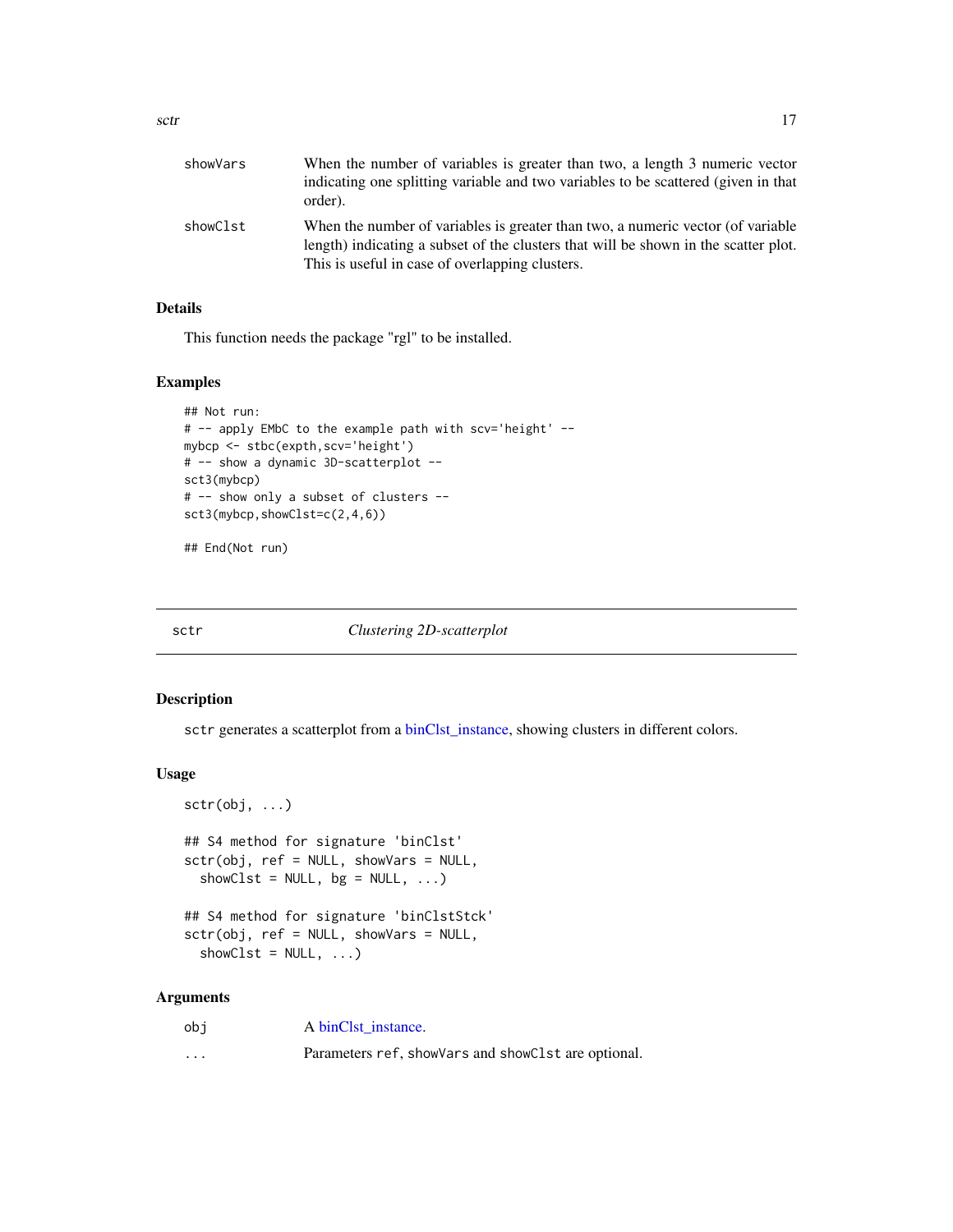| | |
|---|---|
| showVars | When the number of variables is greater than two, a length 3 numeric vector indicating one splitting variable and two variables to be scattered (given in that order). |
| showClst | When the number of variables is greater than two, a numeric vector (of variable length) indicating a subset of the clusters that will be shown in the scatter plot. This is useful in case of overlapping clusters. |

### Details

This function needs the package "rgl" to be installed.

### Examples

```
## Not run:
# -- apply EMbC to the example path with scv='height' --
mybcp <- stbc(expth,scv='height')
# -- show a dynamic 3D-scatterplot --
sct3(mybcp)
# -- show only a subset of clusters --
sct3(mybcp,showClst=c(2,4,6))

## End(Not run)
```

---

## sctr — *Clustering 2D-scatterplot*

### Description

`sctr` generates a scatterplot from a binClst_instance, showing clusters in different colors.

### Usage

```
sctr(obj, ...)

## S4 method for signature 'binClst'
sctr(obj, ref = NULL, showVars = NULL,
  showClst = NULL, bg = NULL, ...)

## S4 method for signature 'binClstStck'
sctr(obj, ref = NULL, showVars = NULL,
  showClst = NULL, ...)
```

### Arguments

| | |
|---|---|
| obj | A binClst_instance. |
| ... | Parameters `ref`, `showVars` and `showClst` are optional. |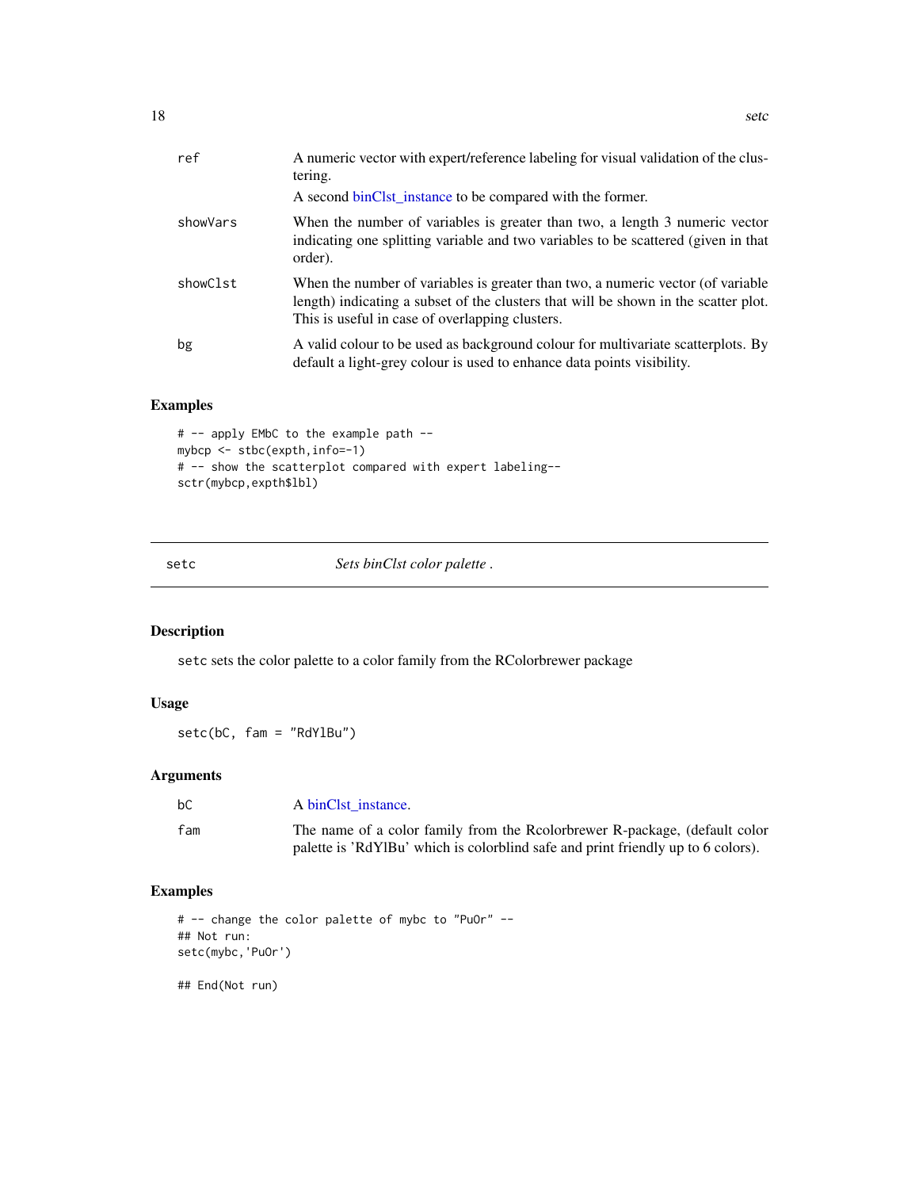| | |
|---|---|
| ref | A numeric vector with expert/reference labeling for visual validation of the clustering. A second binClst_instance to be compared with the former. |
| showVars | When the number of variables is greater than two, a length 3 numeric vector indicating one splitting variable and two variables to be scattered (given in that order). |
| showClst | When the number of variables is greater than two, a numeric vector (of variable length) indicating a subset of the clusters that will be shown in the scatter plot. This is useful in case of overlapping clusters. |
| bg | A valid colour to be used as background colour for multivariate scatterplots. By default a light-grey colour is used to enhance data points visibility. |

### Examples

```
# -- apply EMbC to the example path --
mybcp <- stbc(expth,info=-1)
# -- show the scatterplot compared with expert labeling--
sctr(mybcp,expth$lbl)
```

---

## setc — *Sets binClst color palette .*

### Description

setc sets the color palette to a color family from the RColorbrewer package

### Usage

```
setc(bC, fam = "RdYlBu")
```

### Arguments

| | |
|---|---|
| bC | A binClst_instance. |
| fam | The name of a color family from the Rcolorbrewer R-package, (default color palette is 'RdYlBu' which is colorblind safe and print friendly up to 6 colors). |

### Examples

```
# -- change the color palette of mybc to "PuOr" --
## Not run:
setc(mybc,'PuOr')

## End(Not run)
```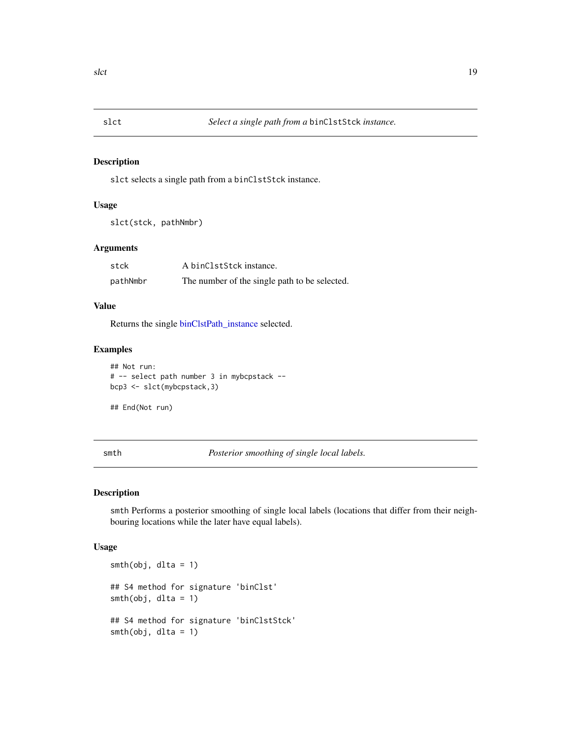## slct — *Select a single path from a `binClstStck` instance.*

### Description

`slct` selects a single path from a `binClstStck` instance.

### Usage

```
slct(stck, pathNmbr)
```

### Arguments

| | |
|---|---|
| `stck` | A `binClstStck` instance. |
| `pathNmbr` | The number of the single path to be selected. |

### Value

Returns the single binClstPath_instance selected.

### Examples

```
## Not run:
# -- select path number 3 in mybcpstack --
bcp3 <- slct(mybcpstack,3)

## End(Not run)
```

## smth — *Posterior smoothing of single local labels.*

### Description

`smth` Performs a posterior smoothing of single local labels (locations that differ from their neighbouring locations while the later have equal labels).

### Usage

```
smth(obj, dlta = 1)

## S4 method for signature 'binClst'
smth(obj, dlta = 1)

## S4 method for signature 'binClstStck'
smth(obj, dlta = 1)
```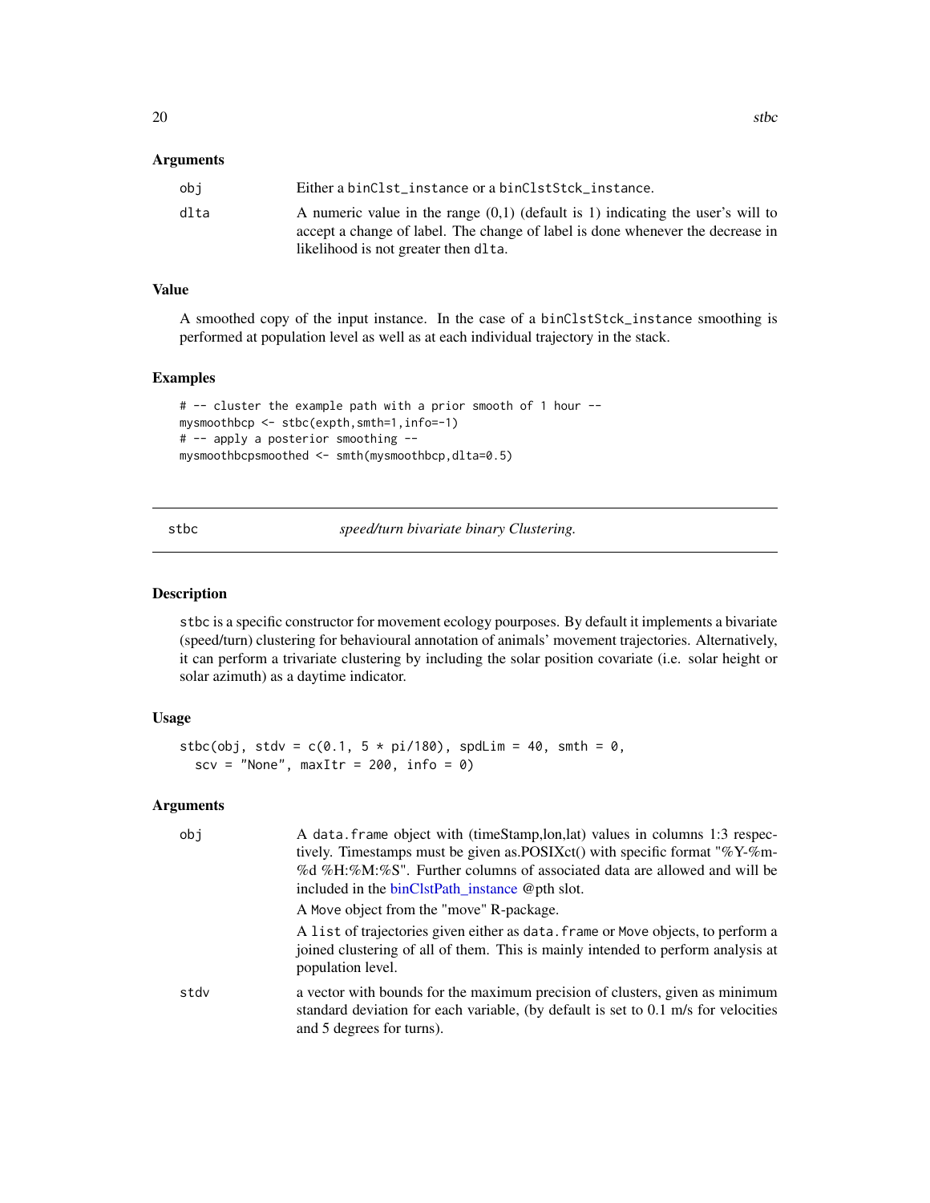### Arguments

| | |
|---|---|
| obj | Either a `binClst_instance` or a `binClstStck_instance`. |
| dlta | A numeric value in the range (0,1) (default is 1) indicating the user's will to accept a change of label. The change of label is done whenever the decrease in likelihood is not greater then `dlta`. |

### Value

A smoothed copy of the input instance. In the case of a `binClstStck_instance` smoothing is performed at population level as well as at each individual trajectory in the stack.

### Examples

```
# -- cluster the example path with a prior smooth of 1 hour --
mysmoothbcp <- stbc(expth,smth=1,info=-1)
# -- apply a posterior smoothing --
mysmoothbcpsmoothed <- smth(mysmoothbcp,dlta=0.5)
```

---

## stbc — *speed/turn bivariate binary Clustering.*

---

### Description

`stbc` is a specific constructor for movement ecology pourposes. By default it implements a bivariate (speed/turn) clustering for behavioural annotation of animals' movement trajectories. Alternatively, it can perform a trivariate clustering by including the solar position covariate (i.e. solar height or solar azimuth) as a daytime indicator.

### Usage

```
stbc(obj, stdv = c(0.1, 5 * pi/180), spdLim = 40, smth = 0,
  scv = "None", maxItr = 200, info = 0)
```

### Arguments

| | |
|---|---|
| obj | A `data.frame` object with (timeStamp,lon,lat) values in columns 1:3 respectively. Timestamps must be given as.POSIXct() with specific format "%Y-%m-%d %H:%M:%S". Further columns of associated data are allowed and will be included in the binClstPath_instance @pth slot.<br><br>A `Move` object from the "move" R-package.<br><br>A `list` of trajectories given either as `data.frame` or `Move` objects, to perform a joined clustering of all of them. This is mainly intended to perform analysis at population level. |
| stdv | a vector with bounds for the maximum precision of clusters, given as minimum standard deviation for each variable, (by default is set to 0.1 m/s for velocities and 5 degrees for turns). |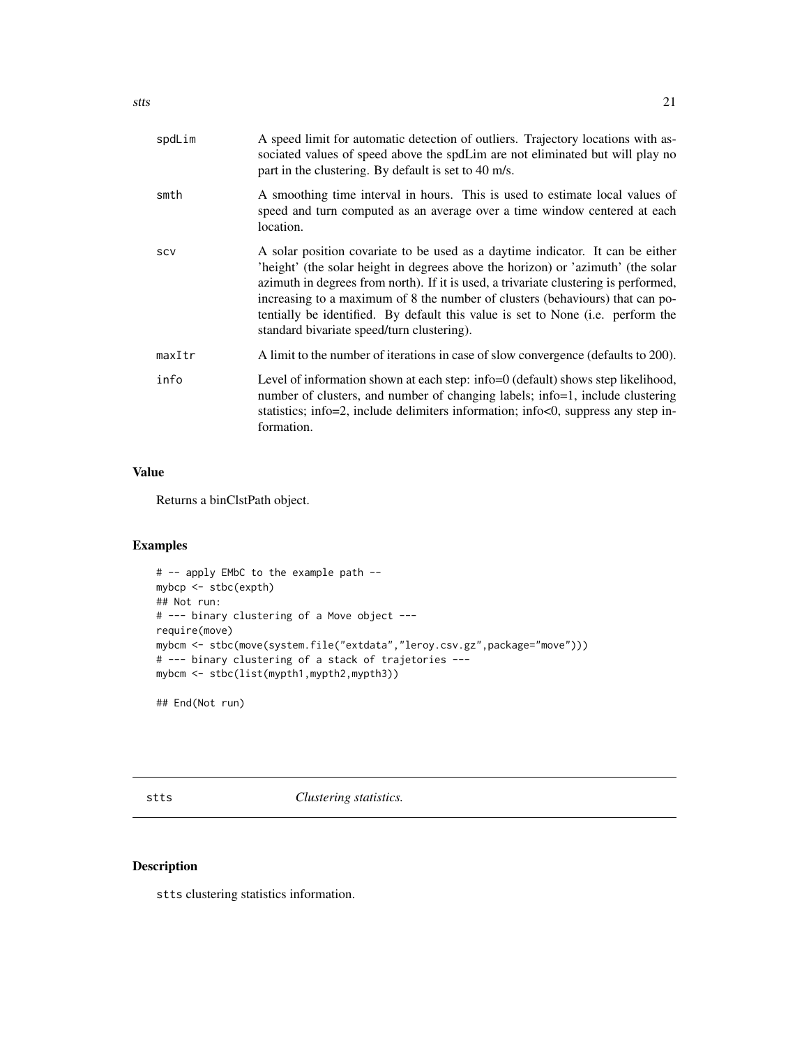| | |
|---|---|
| spdLim | A speed limit for automatic detection of outliers. Trajectory locations with associated values of speed above the spdLim are not eliminated but will play no part in the clustering. By default is set to 40 m/s. |
| smth | A smoothing time interval in hours. This is used to estimate local values of speed and turn computed as an average over a time window centered at each location. |
| scv | A solar position covariate to be used as a daytime indicator. It can be either 'height' (the solar height in degrees above the horizon) or 'azimuth' (the solar azimuth in degrees from north). If it is used, a trivariate clustering is performed, increasing to a maximum of 8 the number of clusters (behaviours) that can potentially be identified. By default this value is set to None (i.e. perform the standard bivariate speed/turn clustering). |
| maxItr | A limit to the number of iterations in case of slow convergence (defaults to 200). |
| info | Level of information shown at each step: info=0 (default) shows step likelihood, number of clusters, and number of changing labels; info=1, include clustering statistics; info=2, include delimiters information; info<0, suppress any step information. |

## Value

Returns a binClstPath object.

## Examples

```
# -- apply EMbC to the example path --
mybcp <- stbc(expth)
## Not run:
# --- binary clustering of a Move object ---
require(move)
mybcm <- stbc(move(system.file("extdata","leroy.csv.gz",package="move")))
# --- binary clustering of a stack of trajetories ---
mybcm <- stbc(list(mypth1,mypth2,mypth3))

## End(Not run)
```

---

# stts &nbsp;&nbsp;&nbsp;&nbsp; *Clustering statistics.*

---

## Description

stts clustering statistics information.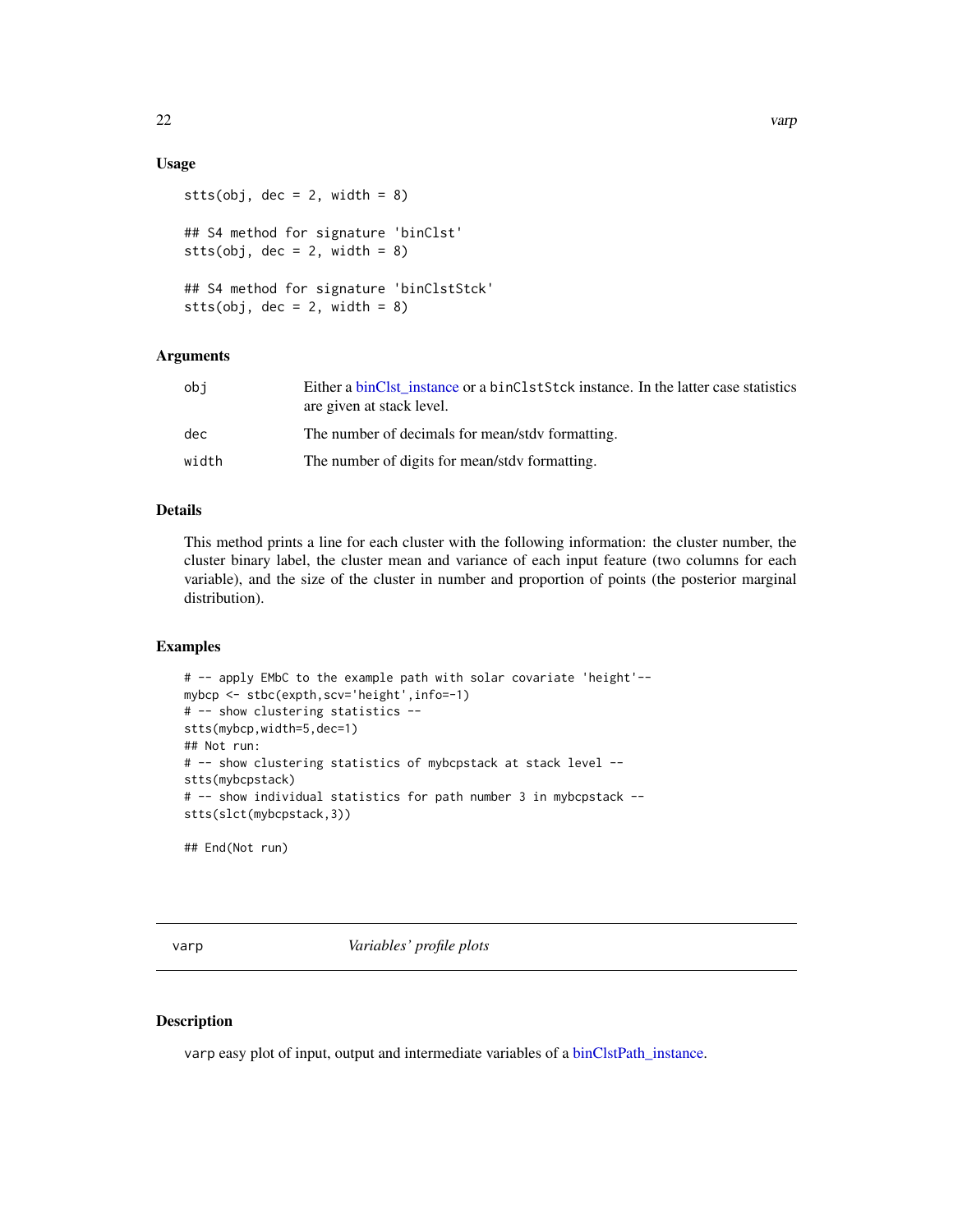## Usage

```
stts(obj, dec = 2, width = 8)

## S4 method for signature 'binClst'
stts(obj, dec = 2, width = 8)

## S4 method for signature 'binClstStck'
stts(obj, dec = 2, width = 8)
```

## Arguments

| | |
|---|---|
| obj | Either a binClst_instance or a binClstStck instance. In the latter case statistics are given at stack level. |
| dec | The number of decimals for mean/stdv formatting. |
| width | The number of digits for mean/stdv formatting. |

## Details

This method prints a line for each cluster with the following information: the cluster number, the cluster binary label, the cluster mean and variance of each input feature (two columns for each variable), and the size of the cluster in number and proportion of points (the posterior marginal distribution).

## Examples

```
# -- apply EMbC to the example path with solar covariate 'height'--
mybcp <- stbc(expth,scv='height',info=-1)
# -- show clustering statistics --
stts(mybcp,width=5,dec=1)
## Not run:
# -- show clustering statistics of mybcpstack at stack level --
stts(mybcpstack)
# -- show individual statistics for path number 3 in mybcpstack --
stts(slct(mybcpstack,3))

## End(Not run)
```

---

# varp *Variables' profile plots*

## Description

varp easy plot of input, output and intermediate variables of a binClstPath_instance.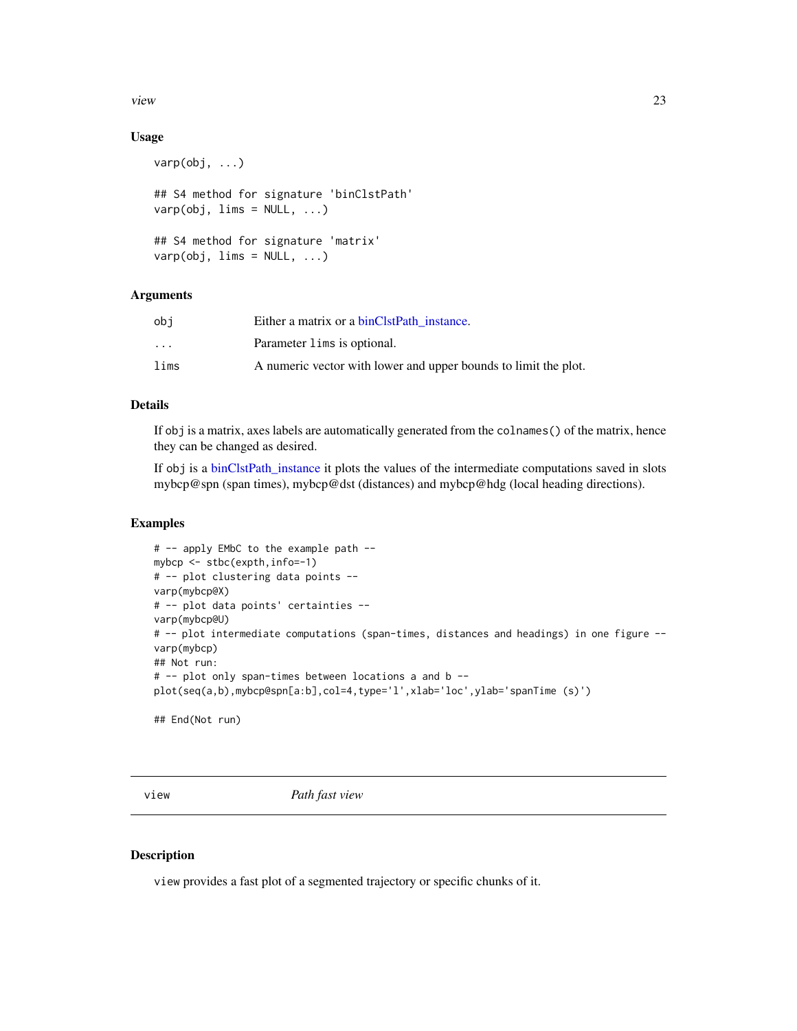### Usage

```
varp(obj, ...)

## S4 method for signature 'binClstPath'
varp(obj, lims = NULL, ...)

## S4 method for signature 'matrix'
varp(obj, lims = NULL, ...)
```

### Arguments

| | |
|---|---|
| obj | Either a matrix or a binClstPath_instance. |
| ... | Parameter lims is optional. |
| lims | A numeric vector with lower and upper bounds to limit the plot. |

### Details

If obj is a matrix, axes labels are automatically generated from the colnames() of the matrix, hence they can be changed as desired.

If obj is a binClstPath_instance it plots the values of the intermediate computations saved in slots mybcp@spn (span times), mybcp@dst (distances) and mybcp@hdg (local heading directions).

### Examples

```
# -- apply EMbC to the example path --
mybcp <- stbc(expth,info=-1)
# -- plot clustering data points --
varp(mybcp@X)
# -- plot data points' certainties --
varp(mybcp@U)
# -- plot intermediate computations (span-times, distances and headings) in one figure --
varp(mybcp)
## Not run:
# -- plot only span-times between locations a and b --
plot(seq(a,b),mybcp@spn[a:b],col=4,type='l',xlab='loc',ylab='spanTime (s)')

## End(Not run)
```

## view — *Path fast view*

### Description

view provides a fast plot of a segmented trajectory or specific chunks of it.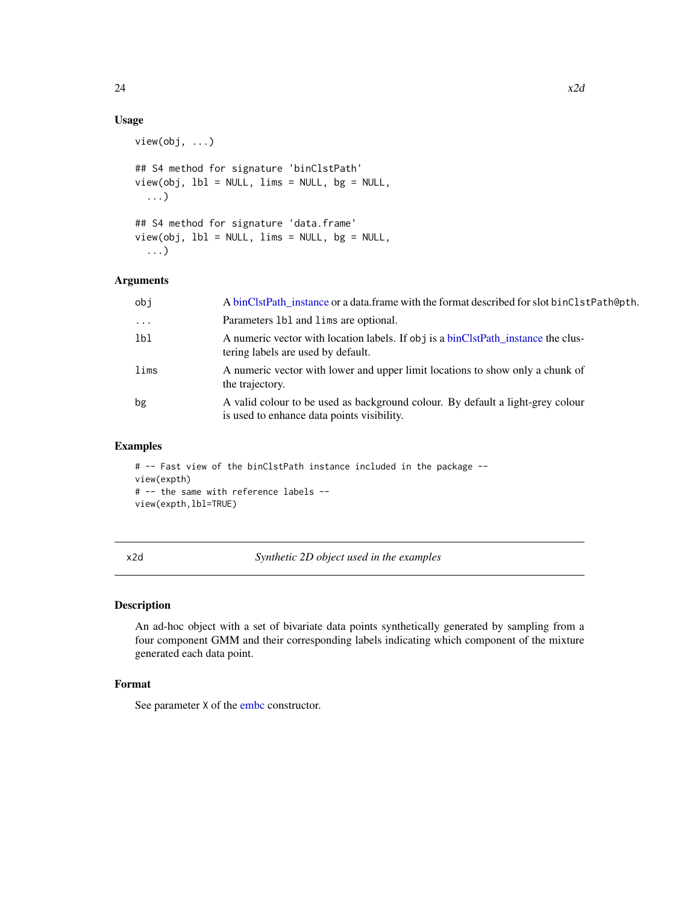### Usage

```
view(obj, ...)

## S4 method for signature 'binClstPath'
view(obj, lbl = NULL, lims = NULL, bg = NULL,
  ...)

## S4 method for signature 'data.frame'
view(obj, lbl = NULL, lims = NULL, bg = NULL,
  ...)
```

### Arguments

| | |
|---|---|
| obj | A binClstPath_instance or a data.frame with the format described for slot binClstPath@pth. |
| ... | Parameters lbl and lims are optional. |
| lbl | A numeric vector with location labels. If obj is a binClstPath_instance the clustering labels are used by default. |
| lims | A numeric vector with lower and upper limit locations to show only a chunk of the trajectory. |
| bg | A valid colour to be used as background colour. By default a light-grey colour is used to enhance data points visibility. |

### Examples

```
# -- Fast view of the binClstPath instance included in the package --
view(expth)
# -- the same with reference labels --
view(expth,lbl=TRUE)
```

---

## x2d — *Synthetic 2D object used in the examples*

### Description

An ad-hoc object with a set of bivariate data points synthetically generated by sampling from a four component GMM and their corresponding labels indicating which component of the mixture generated each data point.

### Format

See parameter X of the embc constructor.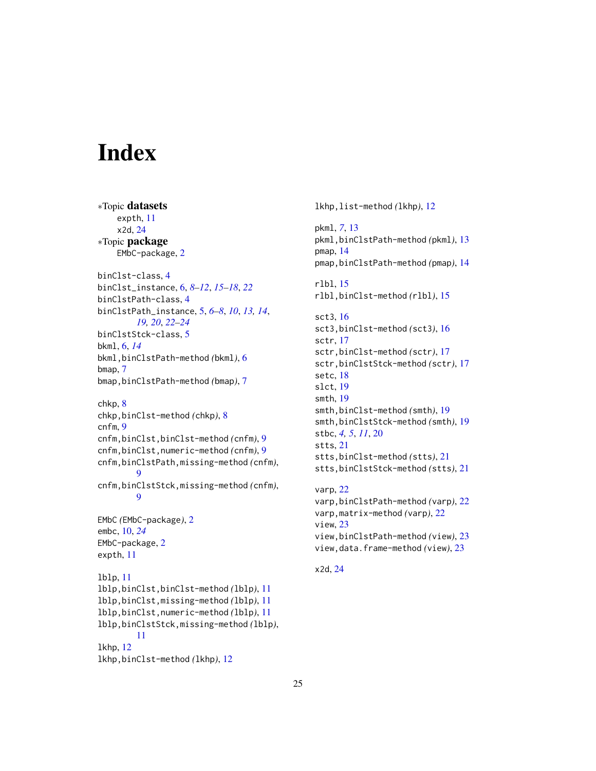# Index

∗Topic **datasets**
- expth, 11
- x2d, 24

∗Topic **package**
- EMbC-package, 2

binClst-class, 4
binClst_instance, 6, *8–12*, *15–18*, *22*
binClstPath-class, 4
binClstPath_instance, 5, *6–8*, *10*, *13, 14*, *19, 20*, *22–24*
binClstStck-class, 5
bkml, 6, *14*
bkml,binClstPath-method *(*bkml*)*, 6
bmap, 7
bmap,binClstPath-method *(*bmap*)*, 7

chkp, 8
chkp,binClst-method *(*chkp*)*, 8
cnfm, 9
cnfm,binClst,binClst-method *(*cnfm*)*, 9
cnfm,binClst,numeric-method *(*cnfm*)*, 9
cnfm,binClstPath,missing-method *(*cnfm*)*, 9
cnfm,binClstStck,missing-method *(*cnfm*)*, 9

EMbC *(*EMbC-package*)*, 2
embc, 10, *24*
EMbC-package, 2
expth, 11

lblp, 11
lblp,binClst,binClst-method *(*lblp*)*, 11
lblp,binClst,missing-method *(*lblp*)*, 11
lblp,binClst,numeric-method *(*lblp*)*, 11
lblp,binClstStck,missing-method *(*lblp*)*, 11
lkhp, 12
lkhp,binClst-method *(*lkhp*)*, 12
lkhp,list-method *(*lkhp*)*, 12

pkml, *7*, 13
pkml,binClstPath-method *(*pkml*)*, 13
pmap, 14
pmap,binClstPath-method *(*pmap*)*, 14

rlbl, 15
rlbl,binClst-method *(*rlbl*)*, 15

sct3, 16
sct3,binClst-method *(*sct3*)*, 16
sctr, 17
sctr,binClst-method *(*sctr*)*, 17
sctr,binClstStck-method *(*sctr*)*, 17
setc, 18
slct, 19
smth, 19
smth,binClst-method *(*smth*)*, 19
smth,binClstStck-method *(*smth*)*, 19
stbc, *4, 5*, *11*, 20
stts, 21
stts,binClst-method *(*stts*)*, 21
stts,binClstStck-method *(*stts*)*, 21

varp, 22
varp,binClstPath-method *(*varp*)*, 22
varp,matrix-method *(*varp*)*, 22
view, 23
view,binClstPath-method *(*view*)*, 23
view,data.frame-method *(*view*)*, 23

x2d, 24